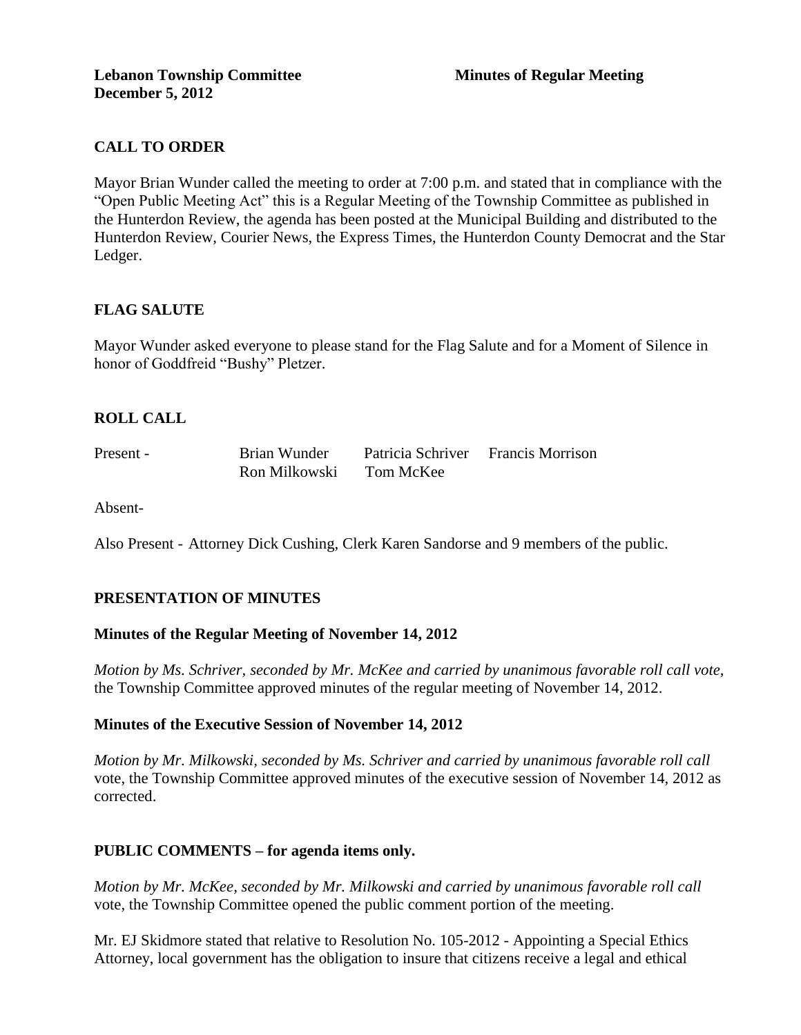**Lebanon Township Committee** **Minutes of Regular Meeting**
**December 5, 2012**

## CALL TO ORDER

Mayor Brian Wunder called the meeting to order at 7:00 p.m. and stated that in compliance with the "Open Public Meeting Act" this is a Regular Meeting of the Township Committee as published in the Hunterdon Review, the agenda has been posted at the Municipal Building and distributed to the Hunterdon Review, Courier News, the Express Times, the Hunterdon County Democrat and the Star Ledger.

## FLAG SALUTE

Mayor Wunder asked everyone to please stand for the Flag Salute and for a Moment of Silence in honor of Goddfreid "Bushy" Pletzer.

## ROLL CALL

| Present - | Brian Wunder | Patricia Schriver | Francis Morrison |
|---|---|---|---|
| | Ron Milkowski | Tom McKee | |

Absent-

Also Present - Attorney Dick Cushing, Clerk Karen Sandorse and 9 members of the public.

## PRESENTATION OF MINUTES

### Minutes of the Regular Meeting of November 14, 2012

*Motion by Ms. Schriver, seconded by Mr. McKee and carried by unanimous favorable roll call vote,* the Township Committee approved minutes of the regular meeting of November 14, 2012.

### Minutes of the Executive Session of November 14, 2012

*Motion by Mr. Milkowski, seconded by Ms. Schriver and carried by unanimous favorable roll call* vote, the Township Committee approved minutes of the executive session of November 14, 2012 as corrected.

## PUBLIC COMMENTS – for agenda items only.

*Motion by Mr. McKee, seconded by Mr. Milkowski and carried by unanimous favorable roll call* vote, the Township Committee opened the public comment portion of the meeting.

Mr. EJ Skidmore stated that relative to Resolution No. 105-2012 - Appointing a Special Ethics Attorney, local government has the obligation to insure that citizens receive a legal and ethical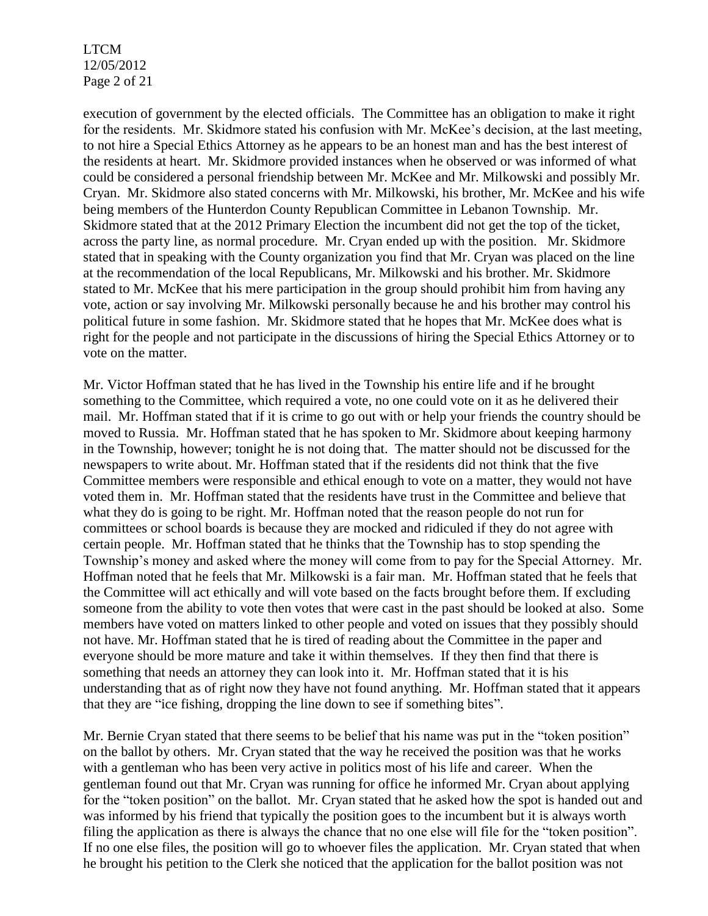execution of government by the elected officials. The Committee has an obligation to make it right for the residents. Mr. Skidmore stated his confusion with Mr. McKee's decision, at the last meeting, to not hire a Special Ethics Attorney as he appears to be an honest man and has the best interest of the residents at heart. Mr. Skidmore provided instances when he observed or was informed of what could be considered a personal friendship between Mr. McKee and Mr. Milkowski and possibly Mr. Cryan. Mr. Skidmore also stated concerns with Mr. Milkowski, his brother, Mr. McKee and his wife being members of the Hunterdon County Republican Committee in Lebanon Township. Mr. Skidmore stated that at the 2012 Primary Election the incumbent did not get the top of the ticket, across the party line, as normal procedure. Mr. Cryan ended up with the position. Mr. Skidmore stated that in speaking with the County organization you find that Mr. Cryan was placed on the line at the recommendation of the local Republicans, Mr. Milkowski and his brother. Mr. Skidmore stated to Mr. McKee that his mere participation in the group should prohibit him from having any vote, action or say involving Mr. Milkowski personally because he and his brother may control his political future in some fashion. Mr. Skidmore stated that he hopes that Mr. McKee does what is right for the people and not participate in the discussions of hiring the Special Ethics Attorney or to vote on the matter.

Mr. Victor Hoffman stated that he has lived in the Township his entire life and if he brought something to the Committee, which required a vote, no one could vote on it as he delivered their mail. Mr. Hoffman stated that if it is crime to go out with or help your friends the country should be moved to Russia. Mr. Hoffman stated that he has spoken to Mr. Skidmore about keeping harmony in the Township, however; tonight he is not doing that. The matter should not be discussed for the newspapers to write about. Mr. Hoffman stated that if the residents did not think that the five Committee members were responsible and ethical enough to vote on a matter, they would not have voted them in. Mr. Hoffman stated that the residents have trust in the Committee and believe that what they do is going to be right. Mr. Hoffman noted that the reason people do not run for committees or school boards is because they are mocked and ridiculed if they do not agree with certain people. Mr. Hoffman stated that he thinks that the Township has to stop spending the Township's money and asked where the money will come from to pay for the Special Attorney. Mr. Hoffman noted that he feels that Mr. Milkowski is a fair man. Mr. Hoffman stated that he feels that the Committee will act ethically and will vote based on the facts brought before them. If excluding someone from the ability to vote then votes that were cast in the past should be looked at also. Some members have voted on matters linked to other people and voted on issues that they possibly should not have. Mr. Hoffman stated that he is tired of reading about the Committee in the paper and everyone should be more mature and take it within themselves. If they then find that there is something that needs an attorney they can look into it. Mr. Hoffman stated that it is his understanding that as of right now they have not found anything. Mr. Hoffman stated that it appears that they are "ice fishing, dropping the line down to see if something bites".

Mr. Bernie Cryan stated that there seems to be belief that his name was put in the "token position" on the ballot by others. Mr. Cryan stated that the way he received the position was that he works with a gentleman who has been very active in politics most of his life and career. When the gentleman found out that Mr. Cryan was running for office he informed Mr. Cryan about applying for the "token position" on the ballot. Mr. Cryan stated that he asked how the spot is handed out and was informed by his friend that typically the position goes to the incumbent but it is always worth filing the application as there is always the chance that no one else will file for the "token position". If no one else files, the position will go to whoever files the application. Mr. Cryan stated that when he brought his petition to the Clerk she noticed that the application for the ballot position was not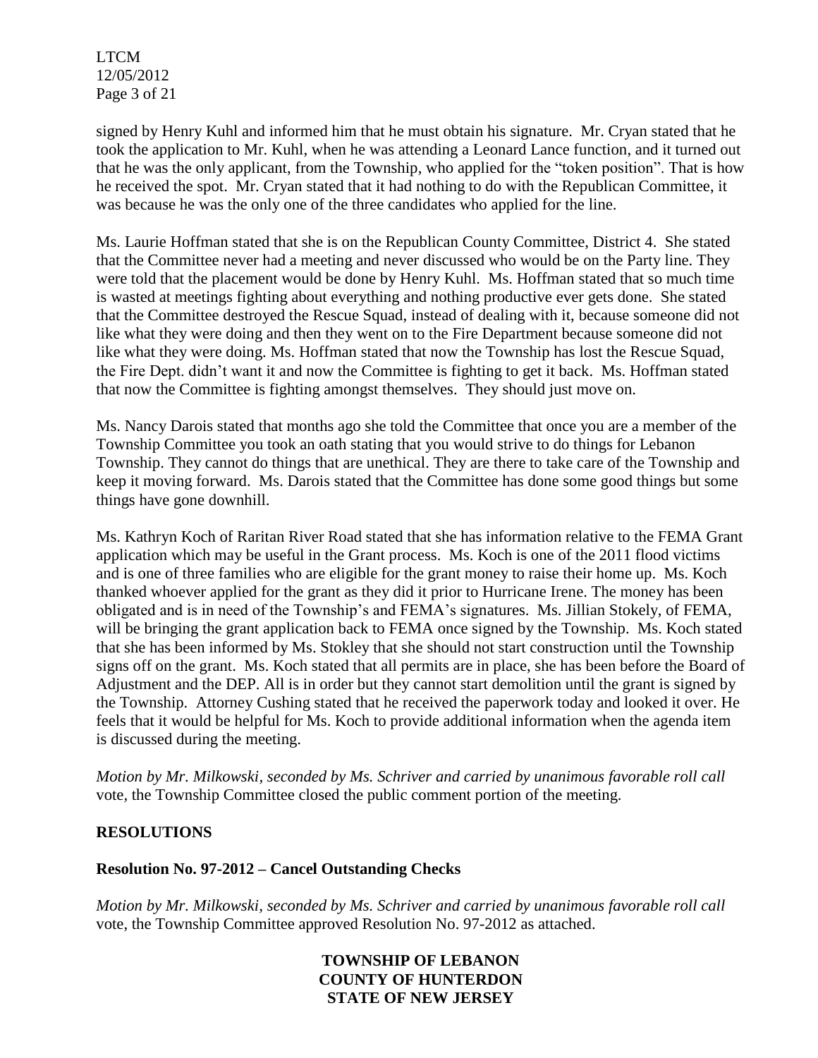signed by Henry Kuhl and informed him that he must obtain his signature. Mr. Cryan stated that he took the application to Mr. Kuhl, when he was attending a Leonard Lance function, and it turned out that he was the only applicant, from the Township, who applied for the "token position". That is how he received the spot. Mr. Cryan stated that it had nothing to do with the Republican Committee, it was because he was the only one of the three candidates who applied for the line.

Ms. Laurie Hoffman stated that she is on the Republican County Committee, District 4. She stated that the Committee never had a meeting and never discussed who would be on the Party line. They were told that the placement would be done by Henry Kuhl. Ms. Hoffman stated that so much time is wasted at meetings fighting about everything and nothing productive ever gets done. She stated that the Committee destroyed the Rescue Squad, instead of dealing with it, because someone did not like what they were doing and then they went on to the Fire Department because someone did not like what they were doing. Ms. Hoffman stated that now the Township has lost the Rescue Squad, the Fire Dept. didn't want it and now the Committee is fighting to get it back. Ms. Hoffman stated that now the Committee is fighting amongst themselves. They should just move on.

Ms. Nancy Darois stated that months ago she told the Committee that once you are a member of the Township Committee you took an oath stating that you would strive to do things for Lebanon Township. They cannot do things that are unethical. They are there to take care of the Township and keep it moving forward. Ms. Darois stated that the Committee has done some good things but some things have gone downhill.

Ms. Kathryn Koch of Raritan River Road stated that she has information relative to the FEMA Grant application which may be useful in the Grant process. Ms. Koch is one of the 2011 flood victims and is one of three families who are eligible for the grant money to raise their home up. Ms. Koch thanked whoever applied for the grant as they did it prior to Hurricane Irene. The money has been obligated and is in need of the Township's and FEMA's signatures. Ms. Jillian Stokely, of FEMA, will be bringing the grant application back to FEMA once signed by the Township. Ms. Koch stated that she has been informed by Ms. Stokley that she should not start construction until the Township signs off on the grant. Ms. Koch stated that all permits are in place, she has been before the Board of Adjustment and the DEP. All is in order but they cannot start demolition until the grant is signed by the Township. Attorney Cushing stated that he received the paperwork today and looked it over. He feels that it would be helpful for Ms. Koch to provide additional information when the agenda item is discussed during the meeting.

*Motion by Mr. Milkowski, seconded by Ms. Schriver and carried by unanimous favorable roll call* vote, the Township Committee closed the public comment portion of the meeting.

## RESOLUTIONS

### Resolution No. 97-2012 – Cancel Outstanding Checks

*Motion by Mr. Milkowski, seconded by Ms. Schriver and carried by unanimous favorable roll call* vote, the Township Committee approved Resolution No. 97-2012 as attached.

**TOWNSHIP OF LEBANON**
**COUNTY OF HUNTERDON**
**STATE OF NEW JERSEY**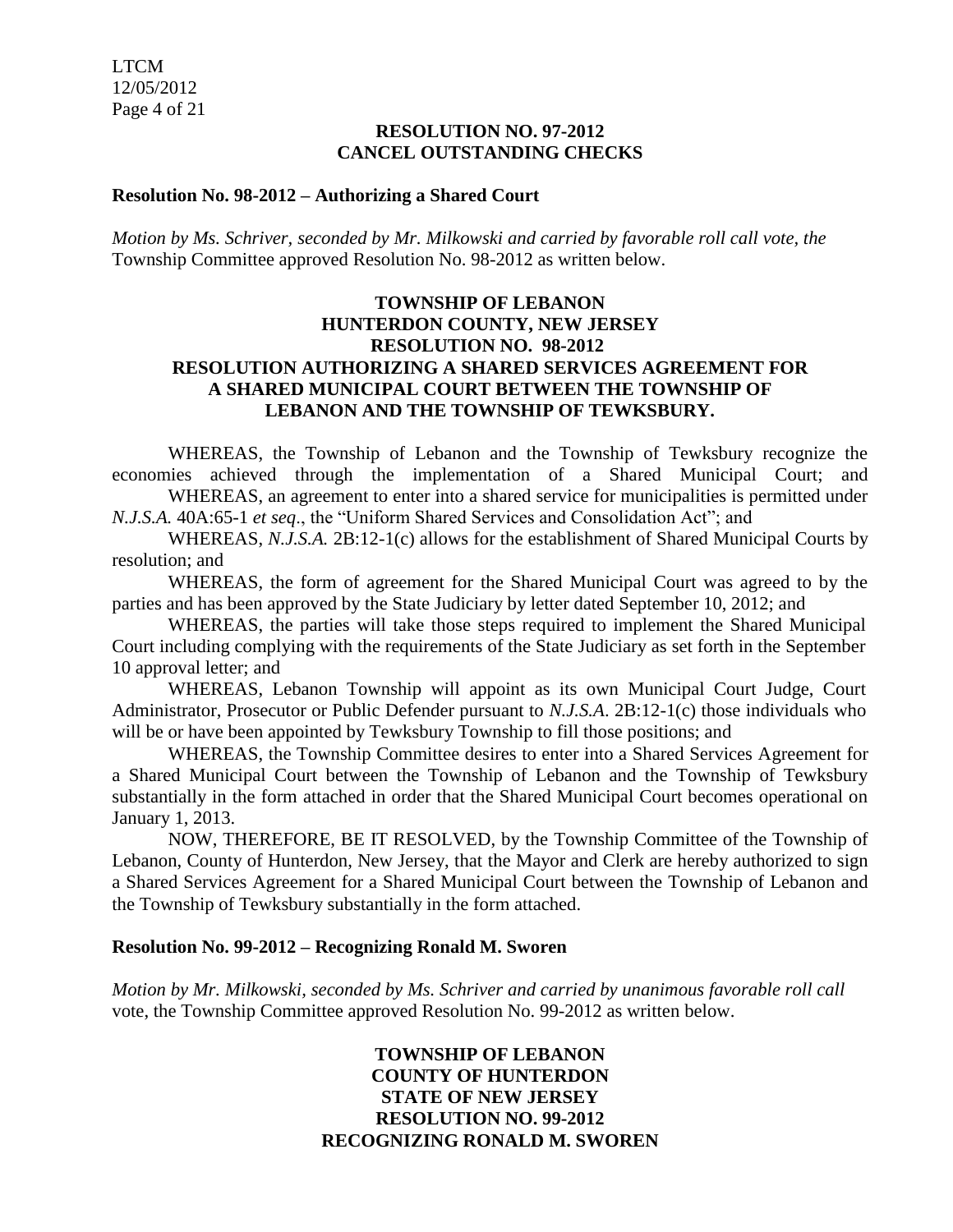**RESOLUTION NO. 97-2012**
**CANCEL OUTSTANDING CHECKS**

**Resolution No. 98-2012 – Authorizing a Shared Court**

*Motion by Ms. Schriver, seconded by Mr. Milkowski and carried by favorable roll call vote, the* Township Committee approved Resolution No. 98-2012 as written below.

**TOWNSHIP OF LEBANON**
**HUNTERDON COUNTY, NEW JERSEY**
**RESOLUTION NO. 98-2012**
**RESOLUTION AUTHORIZING A SHARED SERVICES AGREEMENT FOR A SHARED MUNICIPAL COURT BETWEEN THE TOWNSHIP OF LEBANON AND THE TOWNSHIP OF TEWKSBURY.**

WHEREAS, the Township of Lebanon and the Township of Tewksbury recognize the economies achieved through the implementation of a Shared Municipal Court; and

WHEREAS, an agreement to enter into a shared service for municipalities is permitted under *N.J.S.A.* 40A:65-1 *et seq*., the "Uniform Shared Services and Consolidation Act"; and

WHEREAS, *N.J.S.A.* 2B:12-1(c) allows for the establishment of Shared Municipal Courts by resolution; and

WHEREAS, the form of agreement for the Shared Municipal Court was agreed to by the parties and has been approved by the State Judiciary by letter dated September 10, 2012; and

WHEREAS, the parties will take those steps required to implement the Shared Municipal Court including complying with the requirements of the State Judiciary as set forth in the September 10 approval letter; and

WHEREAS, Lebanon Township will appoint as its own Municipal Court Judge, Court Administrator, Prosecutor or Public Defender pursuant to *N.J.S.A*. 2B:12-1(c) those individuals who will be or have been appointed by Tewksbury Township to fill those positions; and

WHEREAS, the Township Committee desires to enter into a Shared Services Agreement for a Shared Municipal Court between the Township of Lebanon and the Township of Tewksbury substantially in the form attached in order that the Shared Municipal Court becomes operational on January 1, 2013.

NOW, THEREFORE, BE IT RESOLVED, by the Township Committee of the Township of Lebanon, County of Hunterdon, New Jersey, that the Mayor and Clerk are hereby authorized to sign a Shared Services Agreement for a Shared Municipal Court between the Township of Lebanon and the Township of Tewksbury substantially in the form attached.

**Resolution No. 99-2012 – Recognizing Ronald M. Sworen**

*Motion by Mr. Milkowski, seconded by Ms. Schriver and carried by unanimous favorable roll call* vote, the Township Committee approved Resolution No. 99-2012 as written below.

**TOWNSHIP OF LEBANON**
**COUNTY OF HUNTERDON**
**STATE OF NEW JERSEY**
**RESOLUTION NO. 99-2012**
**RECOGNIZING RONALD M. SWOREN**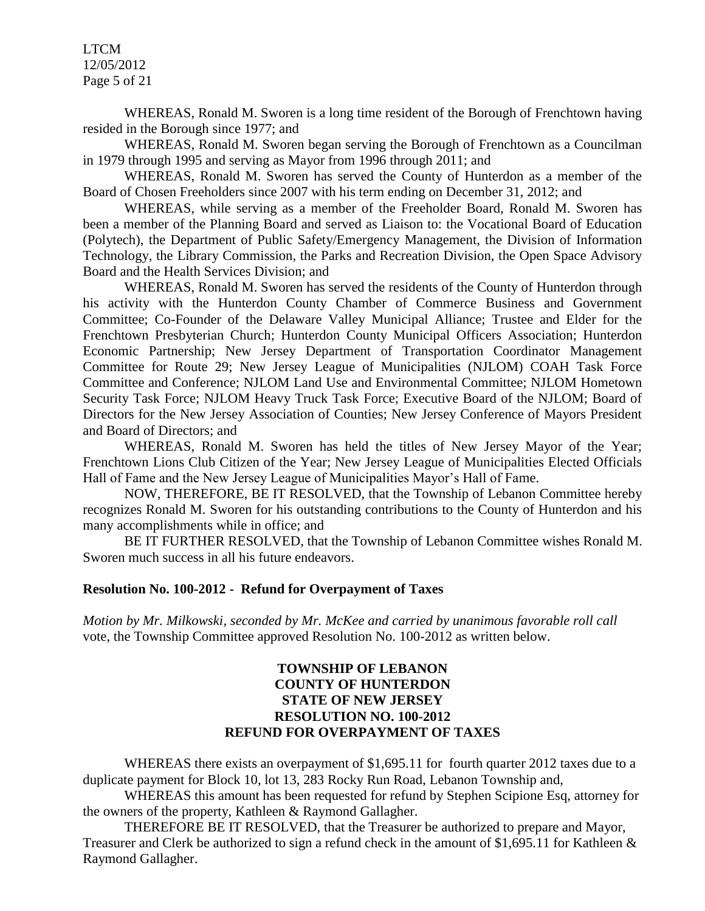WHEREAS, Ronald M. Sworen is a long time resident of the Borough of Frenchtown having resided in the Borough since 1977; and

WHEREAS, Ronald M. Sworen began serving the Borough of Frenchtown as a Councilman in 1979 through 1995 and serving as Mayor from 1996 through 2011; and

WHEREAS, Ronald M. Sworen has served the County of Hunterdon as a member of the Board of Chosen Freeholders since 2007 with his term ending on December 31, 2012; and

WHEREAS, while serving as a member of the Freeholder Board, Ronald M. Sworen has been a member of the Planning Board and served as Liaison to: the Vocational Board of Education (Polytech), the Department of Public Safety/Emergency Management, the Division of Information Technology, the Library Commission, the Parks and Recreation Division, the Open Space Advisory Board and the Health Services Division; and

WHEREAS, Ronald M. Sworen has served the residents of the County of Hunterdon through his activity with the Hunterdon County Chamber of Commerce Business and Government Committee; Co-Founder of the Delaware Valley Municipal Alliance; Trustee and Elder for the Frenchtown Presbyterian Church; Hunterdon County Municipal Officers Association; Hunterdon Economic Partnership; New Jersey Department of Transportation Coordinator Management Committee for Route 29; New Jersey League of Municipalities (NJLOM) COAH Task Force Committee and Conference; NJLOM Land Use and Environmental Committee; NJLOM Hometown Security Task Force; NJLOM Heavy Truck Task Force; Executive Board of the NJLOM; Board of Directors for the New Jersey Association of Counties; New Jersey Conference of Mayors President and Board of Directors; and

WHEREAS, Ronald M. Sworen has held the titles of New Jersey Mayor of the Year; Frenchtown Lions Club Citizen of the Year; New Jersey League of Municipalities Elected Officials Hall of Fame and the New Jersey League of Municipalities Mayor's Hall of Fame.

NOW, THEREFORE, BE IT RESOLVED, that the Township of Lebanon Committee hereby recognizes Ronald M. Sworen for his outstanding contributions to the County of Hunterdon and his many accomplishments while in office; and

BE IT FURTHER RESOLVED, that the Township of Lebanon Committee wishes Ronald M. Sworen much success in all his future endeavors.

**Resolution No. 100-2012 - Refund for Overpayment of Taxes**

*Motion by Mr. Milkowski, seconded by Mr. McKee and carried by unanimous favorable roll call* vote, the Township Committee approved Resolution No. 100-2012 as written below.

**TOWNSHIP OF LEBANON**
**COUNTY OF HUNTERDON**
**STATE OF NEW JERSEY**
**RESOLUTION NO. 100-2012**
**REFUND FOR OVERPAYMENT OF TAXES**

WHEREAS there exists an overpayment of $1,695.11 for fourth quarter 2012 taxes due to a duplicate payment for Block 10, lot 13, 283 Rocky Run Road, Lebanon Township and,

WHEREAS this amount has been requested for refund by Stephen Scipione Esq, attorney for the owners of the property, Kathleen & Raymond Gallagher.

THEREFORE BE IT RESOLVED, that the Treasurer be authorized to prepare and Mayor, Treasurer and Clerk be authorized to sign a refund check in the amount of $1,695.11 for Kathleen & Raymond Gallagher.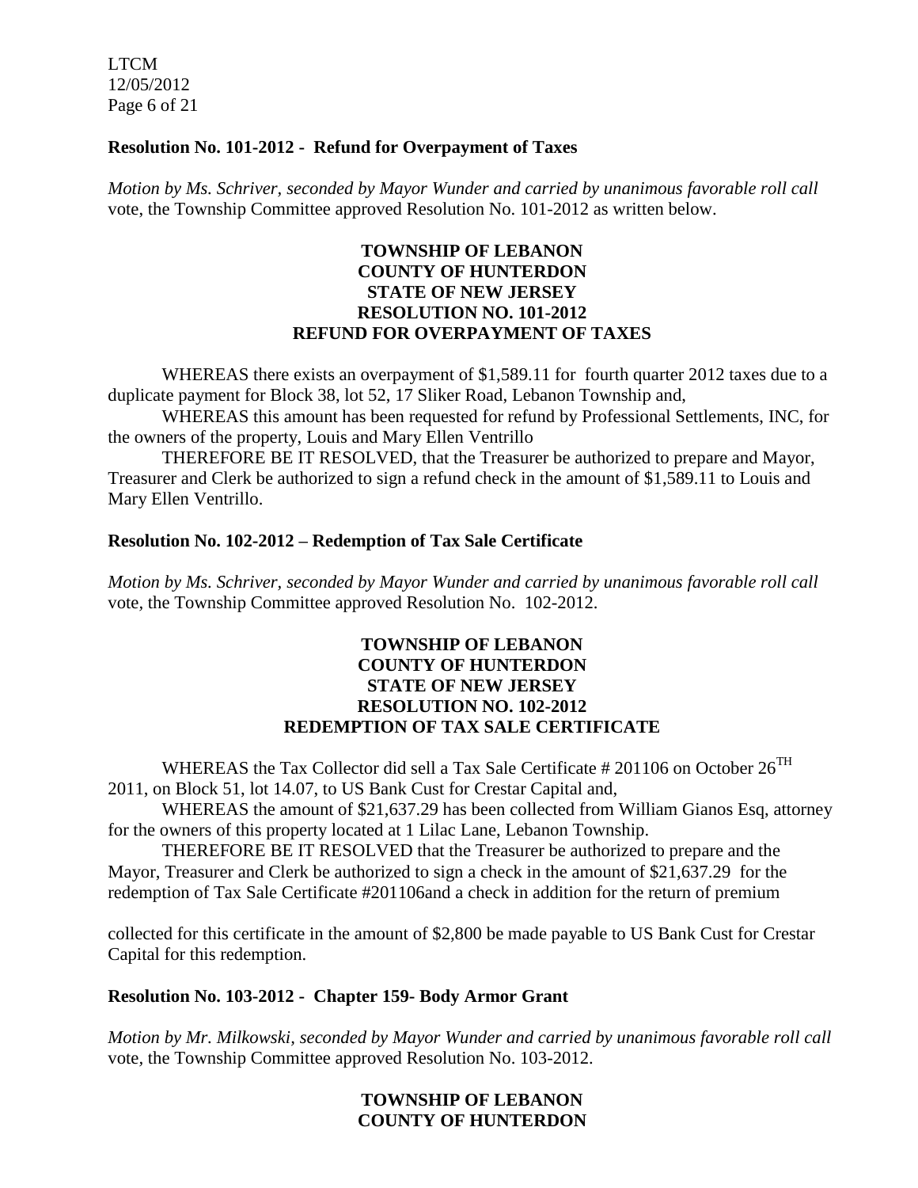**Resolution No. 101-2012 - Refund for Overpayment of Taxes**

*Motion by Ms. Schriver, seconded by Mayor Wunder and carried by unanimous favorable roll call* vote, the Township Committee approved Resolution No. 101-2012 as written below.

**TOWNSHIP OF LEBANON**
**COUNTY OF HUNTERDON**
**STATE OF NEW JERSEY**
**RESOLUTION NO. 101-2012**
**REFUND FOR OVERPAYMENT OF TAXES**

WHEREAS there exists an overpayment of $1,589.11 for fourth quarter 2012 taxes due to a duplicate payment for Block 38, lot 52, 17 Sliker Road, Lebanon Township and,

WHEREAS this amount has been requested for refund by Professional Settlements, INC, for the owners of the property, Louis and Mary Ellen Ventrillo

THEREFORE BE IT RESOLVED, that the Treasurer be authorized to prepare and Mayor, Treasurer and Clerk be authorized to sign a refund check in the amount of $1,589.11 to Louis and Mary Ellen Ventrillo.

**Resolution No. 102-2012 – Redemption of Tax Sale Certificate**

*Motion by Ms. Schriver, seconded by Mayor Wunder and carried by unanimous favorable roll call* vote, the Township Committee approved Resolution No. 102-2012.

**TOWNSHIP OF LEBANON**
**COUNTY OF HUNTERDON**
**STATE OF NEW JERSEY**
**RESOLUTION NO. 102-2012**
**REDEMPTION OF TAX SALE CERTIFICATE**

WHEREAS the Tax Collector did sell a Tax Sale Certificate # 201106 on October 26TH 2011, on Block 51, lot 14.07, to US Bank Cust for Crestar Capital and,

WHEREAS the amount of $21,637.29 has been collected from William Gianos Esq, attorney for the owners of this property located at 1 Lilac Lane, Lebanon Township.

THEREFORE BE IT RESOLVED that the Treasurer be authorized to prepare and the Mayor, Treasurer and Clerk be authorized to sign a check in the amount of $21,637.29 for the redemption of Tax Sale Certificate #201106and a check in addition for the return of premium

collected for this certificate in the amount of $2,800 be made payable to US Bank Cust for Crestar Capital for this redemption.

**Resolution No. 103-2012 - Chapter 159- Body Armor Grant**

*Motion by Mr. Milkowski, seconded by Mayor Wunder and carried by unanimous favorable roll call* vote, the Township Committee approved Resolution No. 103-2012.

**TOWNSHIP OF LEBANON**
**COUNTY OF HUNTERDON**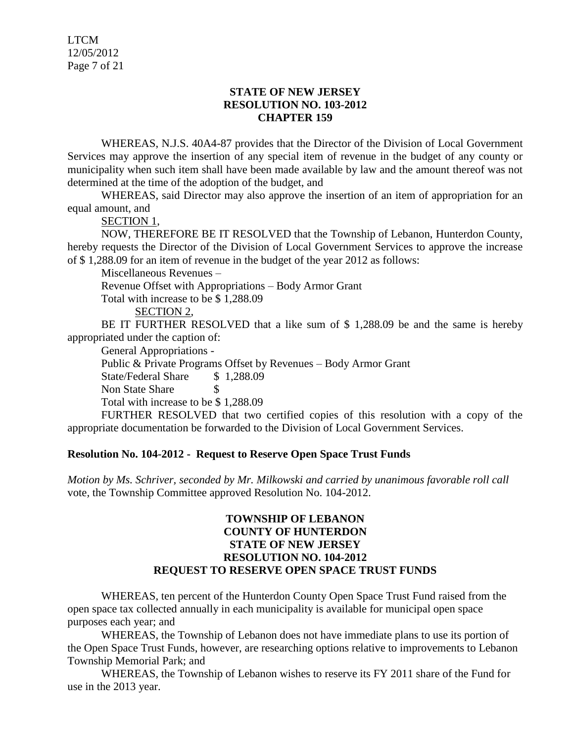**STATE OF NEW JERSEY**
**RESOLUTION NO. 103-2012**
**CHAPTER 159**

WHEREAS, N.J.S. 40A4-87 provides that the Director of the Division of Local Government Services may approve the insertion of any special item of revenue in the budget of any county or municipality when such item shall have been made available by law and the amount thereof was not determined at the time of the adoption of the budget, and

WHEREAS, said Director may also approve the insertion of an item of appropriation for an equal amount, and

SECTION 1,

NOW, THEREFORE BE IT RESOLVED that the Township of Lebanon, Hunterdon County, hereby requests the Director of the Division of Local Government Services to approve the increase of $ 1,288.09 for an item of revenue in the budget of the year 2012 as follows:

Miscellaneous Revenues –

Revenue Offset with Appropriations – Body Armor Grant

Total with increase to be $ 1,288.09

SECTION 2,

BE IT FURTHER RESOLVED that a like sum of $ 1,288.09 be and the same is hereby appropriated under the caption of:

General Appropriations -

Public & Private Programs Offset by Revenues – Body Armor Grant

State/Federal Share $ 1,288.09

Non State Share $

Total with increase to be $ 1,288.09

FURTHER RESOLVED that two certified copies of this resolution with a copy of the appropriate documentation be forwarded to the Division of Local Government Services.

**Resolution No. 104-2012 - Request to Reserve Open Space Trust Funds**

*Motion by Ms. Schriver, seconded by Mr. Milkowski and carried by unanimous favorable roll call* vote, the Township Committee approved Resolution No. 104-2012.

**TOWNSHIP OF LEBANON**
**COUNTY OF HUNTERDON**
**STATE OF NEW JERSEY**
**RESOLUTION NO. 104-2012**
**REQUEST TO RESERVE OPEN SPACE TRUST FUNDS**

WHEREAS, ten percent of the Hunterdon County Open Space Trust Fund raised from the open space tax collected annually in each municipality is available for municipal open space purposes each year; and

WHEREAS, the Township of Lebanon does not have immediate plans to use its portion of the Open Space Trust Funds, however, are researching options relative to improvements to Lebanon Township Memorial Park; and

WHEREAS, the Township of Lebanon wishes to reserve its FY 2011 share of the Fund for use in the 2013 year.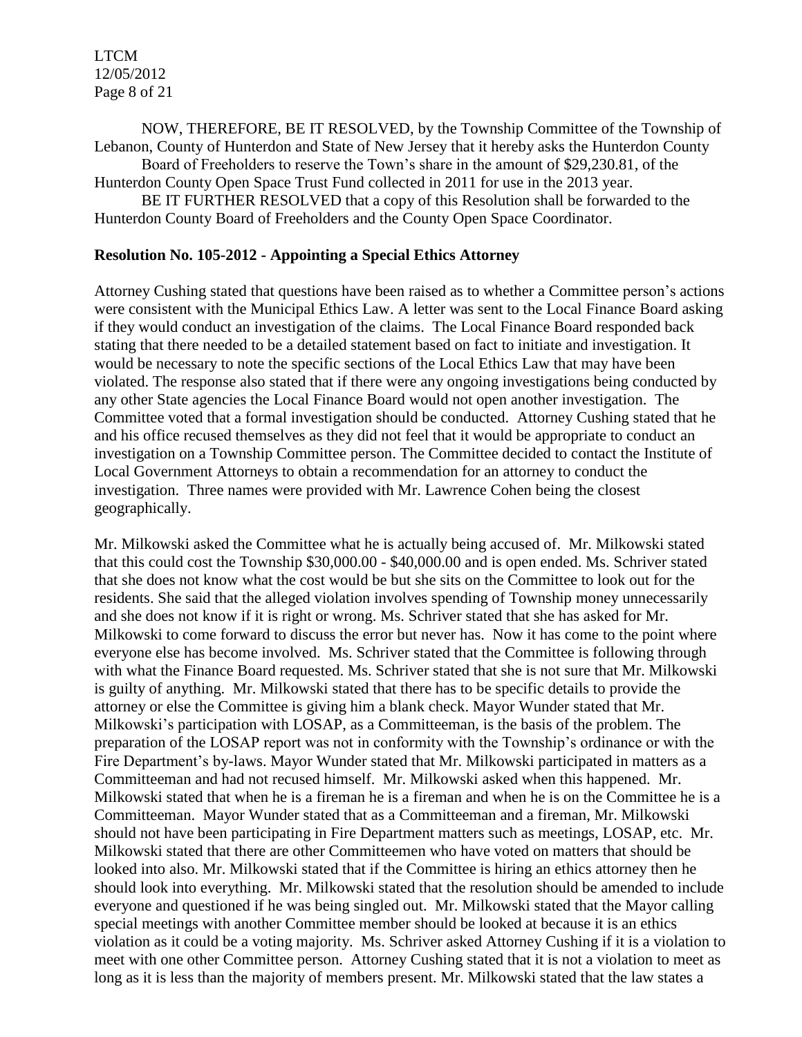NOW, THEREFORE, BE IT RESOLVED, by the Township Committee of the Township of Lebanon, County of Hunterdon and State of New Jersey that it hereby asks the Hunterdon County Board of Freeholders to reserve the Town's share in the amount of $29,230.81, of the Hunterdon County Open Space Trust Fund collected in 2011 for use in the 2013 year.

BE IT FURTHER RESOLVED that a copy of this Resolution shall be forwarded to the Hunterdon County Board of Freeholders and the County Open Space Coordinator.

**Resolution No. 105-2012 - Appointing a Special Ethics Attorney**

Attorney Cushing stated that questions have been raised as to whether a Committee person's actions were consistent with the Municipal Ethics Law. A letter was sent to the Local Finance Board asking if they would conduct an investigation of the claims. The Local Finance Board responded back stating that there needed to be a detailed statement based on fact to initiate and investigation. It would be necessary to note the specific sections of the Local Ethics Law that may have been violated. The response also stated that if there were any ongoing investigations being conducted by any other State agencies the Local Finance Board would not open another investigation. The Committee voted that a formal investigation should be conducted. Attorney Cushing stated that he and his office recused themselves as they did not feel that it would be appropriate to conduct an investigation on a Township Committee person. The Committee decided to contact the Institute of Local Government Attorneys to obtain a recommendation for an attorney to conduct the investigation. Three names were provided with Mr. Lawrence Cohen being the closest geographically.

Mr. Milkowski asked the Committee what he is actually being accused of. Mr. Milkowski stated that this could cost the Township $30,000.00 - $40,000.00 and is open ended. Ms. Schriver stated that she does not know what the cost would be but she sits on the Committee to look out for the residents. She said that the alleged violation involves spending of Township money unnecessarily and she does not know if it is right or wrong. Ms. Schriver stated that she has asked for Mr. Milkowski to come forward to discuss the error but never has. Now it has come to the point where everyone else has become involved. Ms. Schriver stated that the Committee is following through with what the Finance Board requested. Ms. Schriver stated that she is not sure that Mr. Milkowski is guilty of anything. Mr. Milkowski stated that there has to be specific details to provide the attorney or else the Committee is giving him a blank check. Mayor Wunder stated that Mr. Milkowski's participation with LOSAP, as a Committeeman, is the basis of the problem. The preparation of the LOSAP report was not in conformity with the Township's ordinance or with the Fire Department's by-laws. Mayor Wunder stated that Mr. Milkowski participated in matters as a Committeeman and had not recused himself. Mr. Milkowski asked when this happened. Mr. Milkowski stated that when he is a fireman he is a fireman and when he is on the Committee he is a Committeeman. Mayor Wunder stated that as a Committeeman and a fireman, Mr. Milkowski should not have been participating in Fire Department matters such as meetings, LOSAP, etc. Mr. Milkowski stated that there are other Committeemen who have voted on matters that should be looked into also. Mr. Milkowski stated that if the Committee is hiring an ethics attorney then he should look into everything. Mr. Milkowski stated that the resolution should be amended to include everyone and questioned if he was being singled out. Mr. Milkowski stated that the Mayor calling special meetings with another Committee member should be looked at because it is an ethics violation as it could be a voting majority. Ms. Schriver asked Attorney Cushing if it is a violation to meet with one other Committee person. Attorney Cushing stated that it is not a violation to meet as long as it is less than the majority of members present. Mr. Milkowski stated that the law states a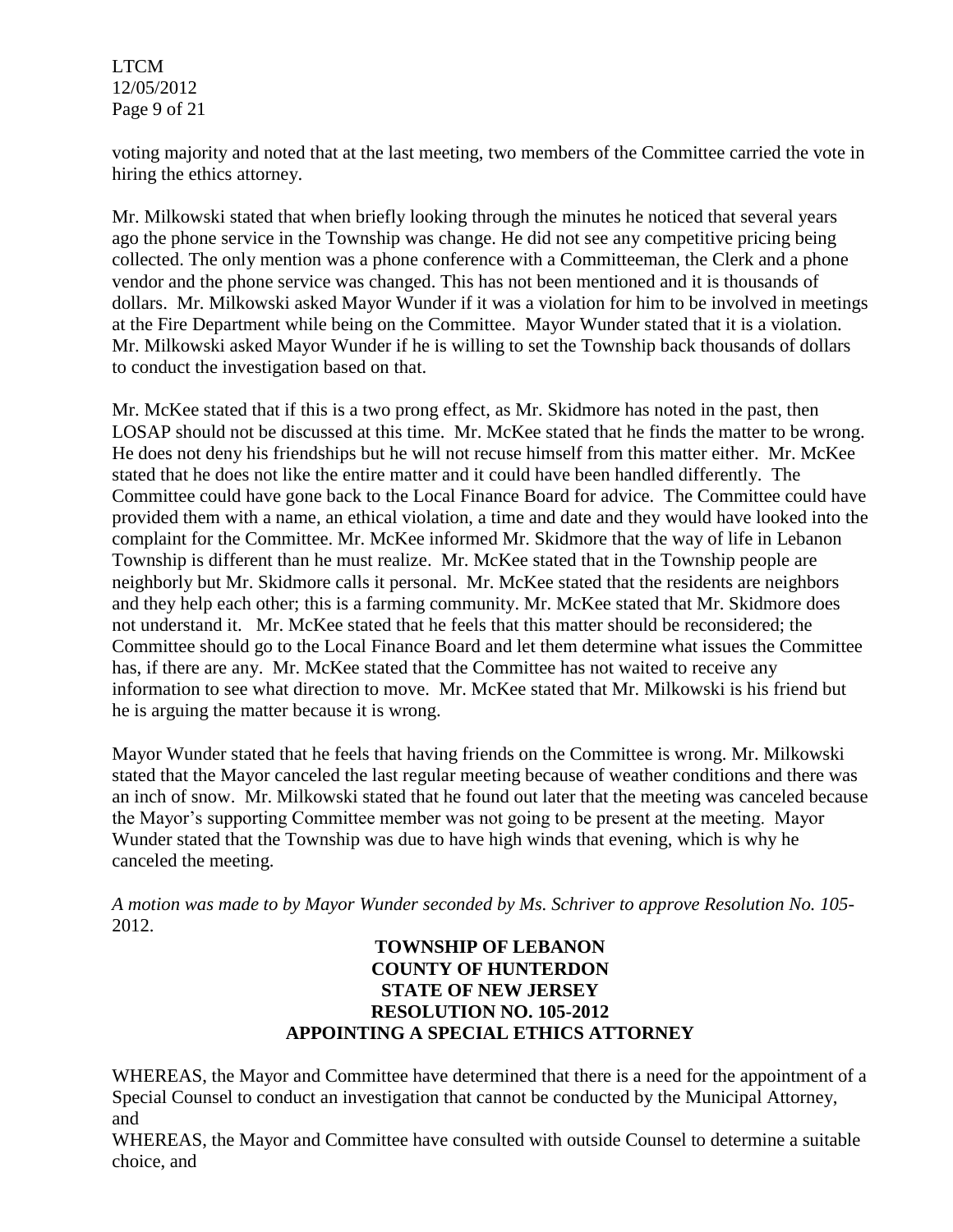voting majority and noted that at the last meeting, two members of the Committee carried the vote in hiring the ethics attorney.

Mr. Milkowski stated that when briefly looking through the minutes he noticed that several years ago the phone service in the Township was change. He did not see any competitive pricing being collected. The only mention was a phone conference with a Committeeman, the Clerk and a phone vendor and the phone service was changed. This has not been mentioned and it is thousands of dollars. Mr. Milkowski asked Mayor Wunder if it was a violation for him to be involved in meetings at the Fire Department while being on the Committee. Mayor Wunder stated that it is a violation. Mr. Milkowski asked Mayor Wunder if he is willing to set the Township back thousands of dollars to conduct the investigation based on that.

Mr. McKee stated that if this is a two prong effect, as Mr. Skidmore has noted in the past, then LOSAP should not be discussed at this time. Mr. McKee stated that he finds the matter to be wrong. He does not deny his friendships but he will not recuse himself from this matter either. Mr. McKee stated that he does not like the entire matter and it could have been handled differently. The Committee could have gone back to the Local Finance Board for advice. The Committee could have provided them with a name, an ethical violation, a time and date and they would have looked into the complaint for the Committee. Mr. McKee informed Mr. Skidmore that the way of life in Lebanon Township is different than he must realize. Mr. McKee stated that in the Township people are neighborly but Mr. Skidmore calls it personal. Mr. McKee stated that the residents are neighbors and they help each other; this is a farming community. Mr. McKee stated that Mr. Skidmore does not understand it. Mr. McKee stated that he feels that this matter should be reconsidered; the Committee should go to the Local Finance Board and let them determine what issues the Committee has, if there are any. Mr. McKee stated that the Committee has not waited to receive any information to see what direction to move. Mr. McKee stated that Mr. Milkowski is his friend but he is arguing the matter because it is wrong.

Mayor Wunder stated that he feels that having friends on the Committee is wrong. Mr. Milkowski stated that the Mayor canceled the last regular meeting because of weather conditions and there was an inch of snow. Mr. Milkowski stated that he found out later that the meeting was canceled because the Mayor's supporting Committee member was not going to be present at the meeting. Mayor Wunder stated that the Township was due to have high winds that evening, which is why he canceled the meeting.

*A motion was made to by Mayor Wunder seconded by Ms. Schriver to approve Resolution No. 105-* 2012.

**TOWNSHIP OF LEBANON**
**COUNTY OF HUNTERDON**
**STATE OF NEW JERSEY**
**RESOLUTION NO. 105-2012**
**APPOINTING A SPECIAL ETHICS ATTORNEY**

WHEREAS, the Mayor and Committee have determined that there is a need for the appointment of a Special Counsel to conduct an investigation that cannot be conducted by the Municipal Attorney, and

WHEREAS, the Mayor and Committee have consulted with outside Counsel to determine a suitable choice, and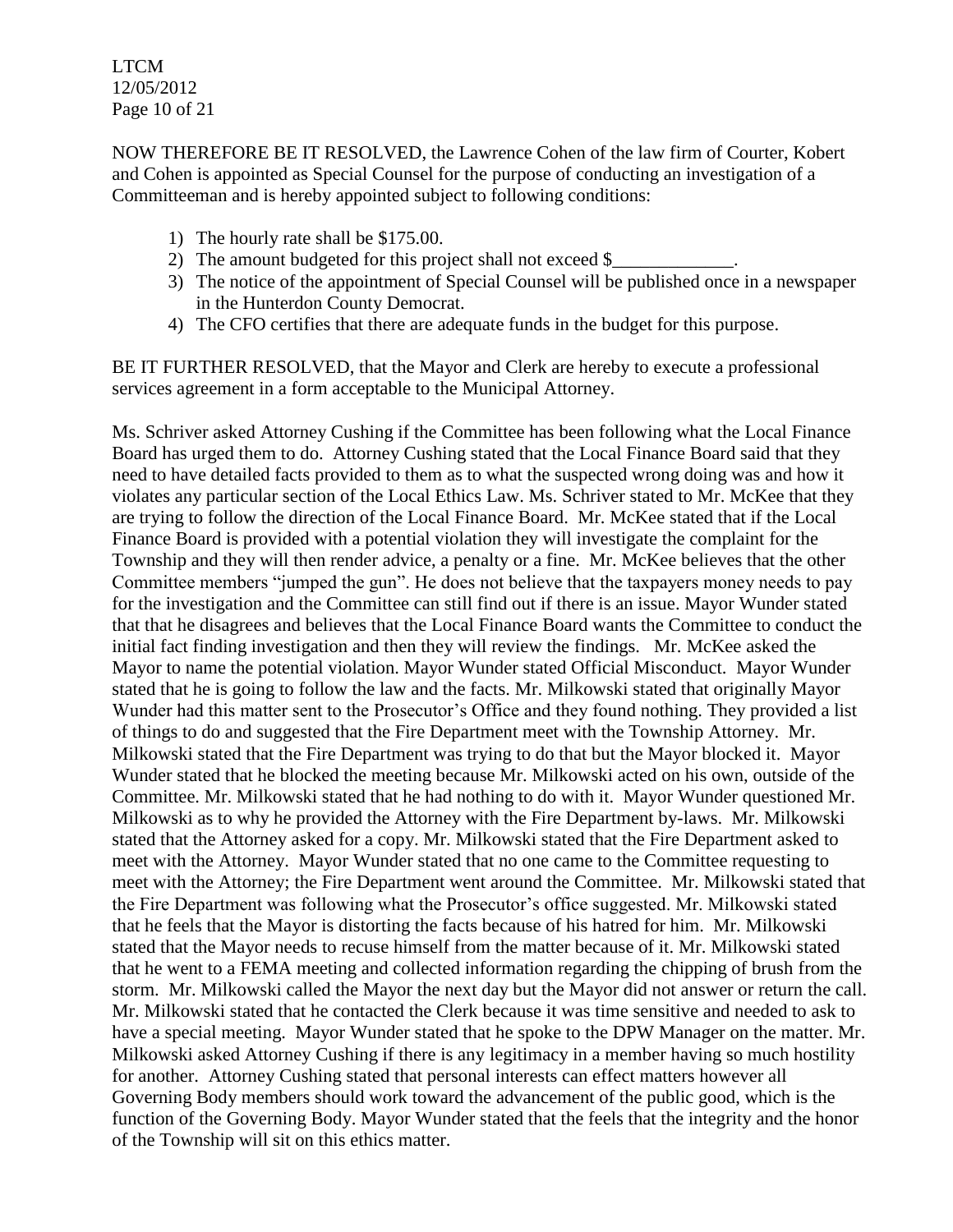NOW THEREFORE BE IT RESOLVED, the Lawrence Cohen of the law firm of Courter, Kobert and Cohen is appointed as Special Counsel for the purpose of conducting an investigation of a Committeeman and is hereby appointed subject to following conditions:

1) The hourly rate shall be $175.00.
2) The amount budgeted for this project shall not exceed $_____________.
3) The notice of the appointment of Special Counsel will be published once in a newspaper in the Hunterdon County Democrat.
4) The CFO certifies that there are adequate funds in the budget for this purpose.

BE IT FURTHER RESOLVED, that the Mayor and Clerk are hereby to execute a professional services agreement in a form acceptable to the Municipal Attorney.

Ms. Schriver asked Attorney Cushing if the Committee has been following what the Local Finance Board has urged them to do. Attorney Cushing stated that the Local Finance Board said that they need to have detailed facts provided to them as to what the suspected wrong doing was and how it violates any particular section of the Local Ethics Law. Ms. Schriver stated to Mr. McKee that they are trying to follow the direction of the Local Finance Board. Mr. McKee stated that if the Local Finance Board is provided with a potential violation they will investigate the complaint for the Township and they will then render advice, a penalty or a fine. Mr. McKee believes that the other Committee members "jumped the gun". He does not believe that the taxpayers money needs to pay for the investigation and the Committee can still find out if there is an issue. Mayor Wunder stated that that he disagrees and believes that the Local Finance Board wants the Committee to conduct the initial fact finding investigation and then they will review the findings. Mr. McKee asked the Mayor to name the potential violation. Mayor Wunder stated Official Misconduct. Mayor Wunder stated that he is going to follow the law and the facts. Mr. Milkowski stated that originally Mayor Wunder had this matter sent to the Prosecutor's Office and they found nothing. They provided a list of things to do and suggested that the Fire Department meet with the Township Attorney. Mr. Milkowski stated that the Fire Department was trying to do that but the Mayor blocked it. Mayor Wunder stated that he blocked the meeting because Mr. Milkowski acted on his own, outside of the Committee. Mr. Milkowski stated that he had nothing to do with it. Mayor Wunder questioned Mr. Milkowski as to why he provided the Attorney with the Fire Department by-laws. Mr. Milkowski stated that the Attorney asked for a copy. Mr. Milkowski stated that the Fire Department asked to meet with the Attorney. Mayor Wunder stated that no one came to the Committee requesting to meet with the Attorney; the Fire Department went around the Committee. Mr. Milkowski stated that the Fire Department was following what the Prosecutor's office suggested. Mr. Milkowski stated that he feels that the Mayor is distorting the facts because of his hatred for him. Mr. Milkowski stated that the Mayor needs to recuse himself from the matter because of it. Mr. Milkowski stated that he went to a FEMA meeting and collected information regarding the chipping of brush from the storm. Mr. Milkowski called the Mayor the next day but the Mayor did not answer or return the call. Mr. Milkowski stated that he contacted the Clerk because it was time sensitive and needed to ask to have a special meeting. Mayor Wunder stated that he spoke to the DPW Manager on the matter. Mr. Milkowski asked Attorney Cushing if there is any legitimacy in a member having so much hostility for another. Attorney Cushing stated that personal interests can effect matters however all Governing Body members should work toward the advancement of the public good, which is the function of the Governing Body. Mayor Wunder stated that the feels that the integrity and the honor of the Township will sit on this ethics matter.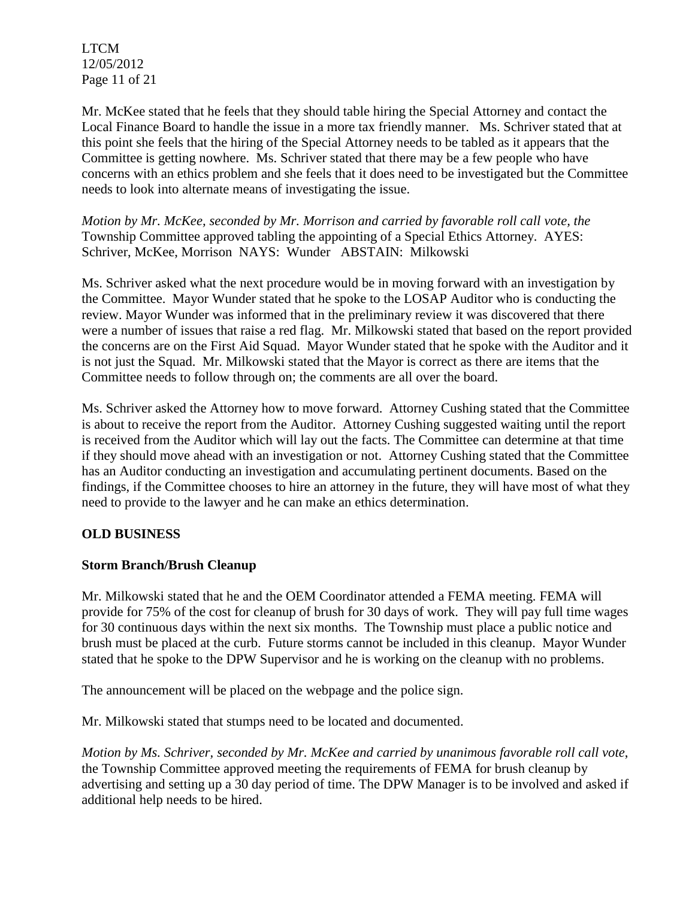Mr. McKee stated that he feels that they should table hiring the Special Attorney and contact the Local Finance Board to handle the issue in a more tax friendly manner. Ms. Schriver stated that at this point she feels that the hiring of the Special Attorney needs to be tabled as it appears that the Committee is getting nowhere. Ms. Schriver stated that there may be a few people who have concerns with an ethics problem and she feels that it does need to be investigated but the Committee needs to look into alternate means of investigating the issue.

*Motion by Mr. McKee, seconded by Mr. Morrison and carried by favorable roll call vote, the* Township Committee approved tabling the appointing of a Special Ethics Attorney. AYES: Schriver, McKee, Morrison NAYS: Wunder ABSTAIN: Milkowski

Ms. Schriver asked what the next procedure would be in moving forward with an investigation by the Committee. Mayor Wunder stated that he spoke to the LOSAP Auditor who is conducting the review. Mayor Wunder was informed that in the preliminary review it was discovered that there were a number of issues that raise a red flag. Mr. Milkowski stated that based on the report provided the concerns are on the First Aid Squad. Mayor Wunder stated that he spoke with the Auditor and it is not just the Squad. Mr. Milkowski stated that the Mayor is correct as there are items that the Committee needs to follow through on; the comments are all over the board.

Ms. Schriver asked the Attorney how to move forward. Attorney Cushing stated that the Committee is about to receive the report from the Auditor. Attorney Cushing suggested waiting until the report is received from the Auditor which will lay out the facts. The Committee can determine at that time if they should move ahead with an investigation or not. Attorney Cushing stated that the Committee has an Auditor conducting an investigation and accumulating pertinent documents. Based on the findings, if the Committee chooses to hire an attorney in the future, they will have most of what they need to provide to the lawyer and he can make an ethics determination.

## OLD BUSINESS

### Storm Branch/Brush Cleanup

Mr. Milkowski stated that he and the OEM Coordinator attended a FEMA meeting. FEMA will provide for 75% of the cost for cleanup of brush for 30 days of work. They will pay full time wages for 30 continuous days within the next six months. The Township must place a public notice and brush must be placed at the curb. Future storms cannot be included in this cleanup. Mayor Wunder stated that he spoke to the DPW Supervisor and he is working on the cleanup with no problems.

The announcement will be placed on the webpage and the police sign.

Mr. Milkowski stated that stumps need to be located and documented.

*Motion by Ms. Schriver, seconded by Mr. McKee and carried by unanimous favorable roll call vote,* the Township Committee approved meeting the requirements of FEMA for brush cleanup by advertising and setting up a 30 day period of time. The DPW Manager is to be involved and asked if additional help needs to be hired.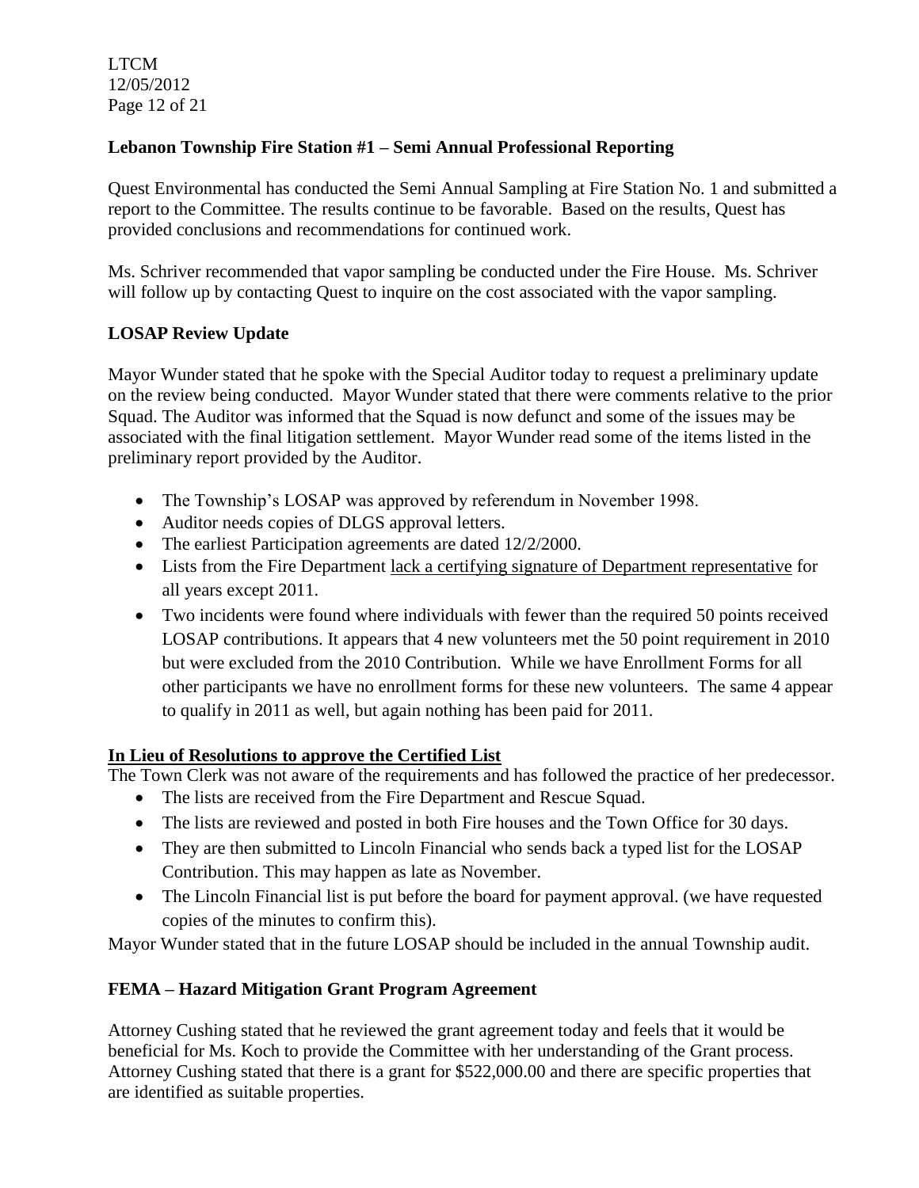## Lebanon Township Fire Station #1 – Semi Annual Professional Reporting

Quest Environmental has conducted the Semi Annual Sampling at Fire Station No. 1 and submitted a report to the Committee. The results continue to be favorable. Based on the results, Quest has provided conclusions and recommendations for continued work.

Ms. Schriver recommended that vapor sampling be conducted under the Fire House. Ms. Schriver will follow up by contacting Quest to inquire on the cost associated with the vapor sampling.

## LOSAP Review Update

Mayor Wunder stated that he spoke with the Special Auditor today to request a preliminary update on the review being conducted. Mayor Wunder stated that there were comments relative to the prior Squad. The Auditor was informed that the Squad is now defunct and some of the issues may be associated with the final litigation settlement. Mayor Wunder read some of the items listed in the preliminary report provided by the Auditor.

- The Township's LOSAP was approved by referendum in November 1998.
- Auditor needs copies of DLGS approval letters.
- The earliest Participation agreements are dated 12/2/2000.
- Lists from the Fire Department <u>lack a certifying signature of Department representative</u> for all years except 2011.
- Two incidents were found where individuals with fewer than the required 50 points received LOSAP contributions. It appears that 4 new volunteers met the 50 point requirement in 2010 but were excluded from the 2010 Contribution. While we have Enrollment Forms for all other participants we have no enrollment forms for these new volunteers. The same 4 appear to qualify in 2011 as well, but again nothing has been paid for 2011.

**<u>In Lieu of Resolutions to approve the Certified List</u>**

The Town Clerk was not aware of the requirements and has followed the practice of her predecessor.

- The lists are received from the Fire Department and Rescue Squad.
- The lists are reviewed and posted in both Fire houses and the Town Office for 30 days.
- They are then submitted to Lincoln Financial who sends back a typed list for the LOSAP Contribution. This may happen as late as November.
- The Lincoln Financial list is put before the board for payment approval. (we have requested copies of the minutes to confirm this).

Mayor Wunder stated that in the future LOSAP should be included in the annual Township audit.

## FEMA – Hazard Mitigation Grant Program Agreement

Attorney Cushing stated that he reviewed the grant agreement today and feels that it would be beneficial for Ms. Koch to provide the Committee with her understanding of the Grant process. Attorney Cushing stated that there is a grant for $522,000.00 and there are specific properties that are identified as suitable properties.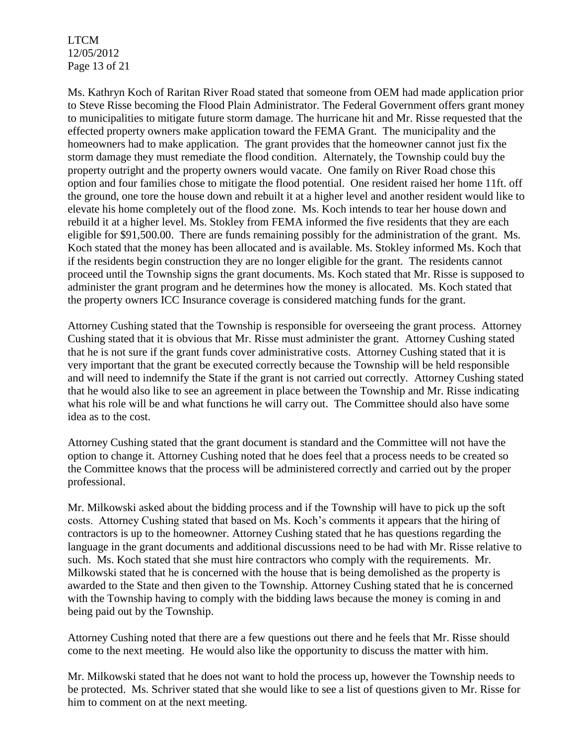Ms. Kathryn Koch of Raritan River Road stated that someone from OEM had made application prior to Steve Risse becoming the Flood Plain Administrator. The Federal Government offers grant money to municipalities to mitigate future storm damage. The hurricane hit and Mr. Risse requested that the effected property owners make application toward the FEMA Grant. The municipality and the homeowners had to make application. The grant provides that the homeowner cannot just fix the storm damage they must remediate the flood condition. Alternately, the Township could buy the property outright and the property owners would vacate. One family on River Road chose this option and four families chose to mitigate the flood potential. One resident raised her home 11ft. off the ground, one tore the house down and rebuilt it at a higher level and another resident would like to elevate his home completely out of the flood zone. Ms. Koch intends to tear her house down and rebuild it at a higher level. Ms. Stokley from FEMA informed the five residents that they are each eligible for $91,500.00. There are funds remaining possibly for the administration of the grant. Ms. Koch stated that the money has been allocated and is available. Ms. Stokley informed Ms. Koch that if the residents begin construction they are no longer eligible for the grant. The residents cannot proceed until the Township signs the grant documents. Ms. Koch stated that Mr. Risse is supposed to administer the grant program and he determines how the money is allocated. Ms. Koch stated that the property owners ICC Insurance coverage is considered matching funds for the grant.

Attorney Cushing stated that the Township is responsible for overseeing the grant process. Attorney Cushing stated that it is obvious that Mr. Risse must administer the grant. Attorney Cushing stated that he is not sure if the grant funds cover administrative costs. Attorney Cushing stated that it is very important that the grant be executed correctly because the Township will be held responsible and will need to indemnify the State if the grant is not carried out correctly. Attorney Cushing stated that he would also like to see an agreement in place between the Township and Mr. Risse indicating what his role will be and what functions he will carry out. The Committee should also have some idea as to the cost.

Attorney Cushing stated that the grant document is standard and the Committee will not have the option to change it. Attorney Cushing noted that he does feel that a process needs to be created so the Committee knows that the process will be administered correctly and carried out by the proper professional.

Mr. Milkowski asked about the bidding process and if the Township will have to pick up the soft costs. Attorney Cushing stated that based on Ms. Koch's comments it appears that the hiring of contractors is up to the homeowner. Attorney Cushing stated that he has questions regarding the language in the grant documents and additional discussions need to be had with Mr. Risse relative to such. Ms. Koch stated that she must hire contractors who comply with the requirements. Mr. Milkowski stated that he is concerned with the house that is being demolished as the property is awarded to the State and then given to the Township. Attorney Cushing stated that he is concerned with the Township having to comply with the bidding laws because the money is coming in and being paid out by the Township.

Attorney Cushing noted that there are a few questions out there and he feels that Mr. Risse should come to the next meeting. He would also like the opportunity to discuss the matter with him.

Mr. Milkowski stated that he does not want to hold the process up, however the Township needs to be protected. Ms. Schriver stated that she would like to see a list of questions given to Mr. Risse for him to comment on at the next meeting.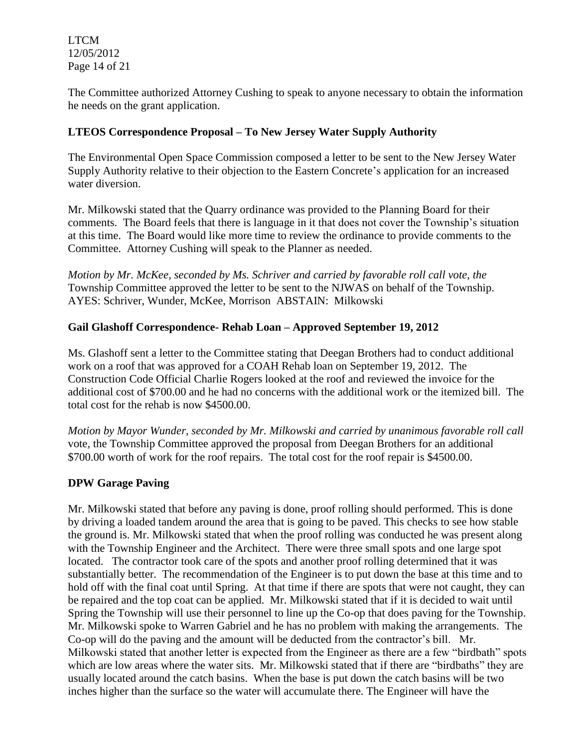The Committee authorized Attorney Cushing to speak to anyone necessary to obtain the information he needs on the grant application.

**LTEOS Correspondence Proposal – To New Jersey Water Supply Authority**

The Environmental Open Space Commission composed a letter to be sent to the New Jersey Water Supply Authority relative to their objection to the Eastern Concrete's application for an increased water diversion.

Mr. Milkowski stated that the Quarry ordinance was provided to the Planning Board for their comments. The Board feels that there is language in it that does not cover the Township's situation at this time. The Board would like more time to review the ordinance to provide comments to the Committee. Attorney Cushing will speak to the Planner as needed.

*Motion by Mr. McKee, seconded by Ms. Schriver and carried by favorable roll call vote, the* Township Committee approved the letter to be sent to the NJWAS on behalf of the Township. AYES: Schriver, Wunder, McKee, Morrison ABSTAIN: Milkowski

**Gail Glashoff Correspondence- Rehab Loan – Approved September 19, 2012**

Ms. Glashoff sent a letter to the Committee stating that Deegan Brothers had to conduct additional work on a roof that was approved for a COAH Rehab loan on September 19, 2012. The Construction Code Official Charlie Rogers looked at the roof and reviewed the invoice for the additional cost of $700.00 and he had no concerns with the additional work or the itemized bill. The total cost for the rehab is now $4500.00.

*Motion by Mayor Wunder, seconded by Mr. Milkowski and carried by unanimous favorable roll call* vote, the Township Committee approved the proposal from Deegan Brothers for an additional $700.00 worth of work for the roof repairs. The total cost for the roof repair is $4500.00.

**DPW Garage Paving**

Mr. Milkowski stated that before any paving is done, proof rolling should performed. This is done by driving a loaded tandem around the area that is going to be paved. This checks to see how stable the ground is. Mr. Milkowski stated that when the proof rolling was conducted he was present along with the Township Engineer and the Architect. There were three small spots and one large spot located. The contractor took care of the spots and another proof rolling determined that it was substantially better. The recommendation of the Engineer is to put down the base at this time and to hold off with the final coat until Spring. At that time if there are spots that were not caught, they can be repaired and the top coat can be applied. Mr. Milkowski stated that if it is decided to wait until Spring the Township will use their personnel to line up the Co-op that does paving for the Township. Mr. Milkowski spoke to Warren Gabriel and he has no problem with making the arrangements. The Co-op will do the paving and the amount will be deducted from the contractor's bill. Mr. Milkowski stated that another letter is expected from the Engineer as there are a few "birdbath" spots which are low areas where the water sits. Mr. Milkowski stated that if there are "birdbaths" they are usually located around the catch basins. When the base is put down the catch basins will be two inches higher than the surface so the water will accumulate there. The Engineer will have the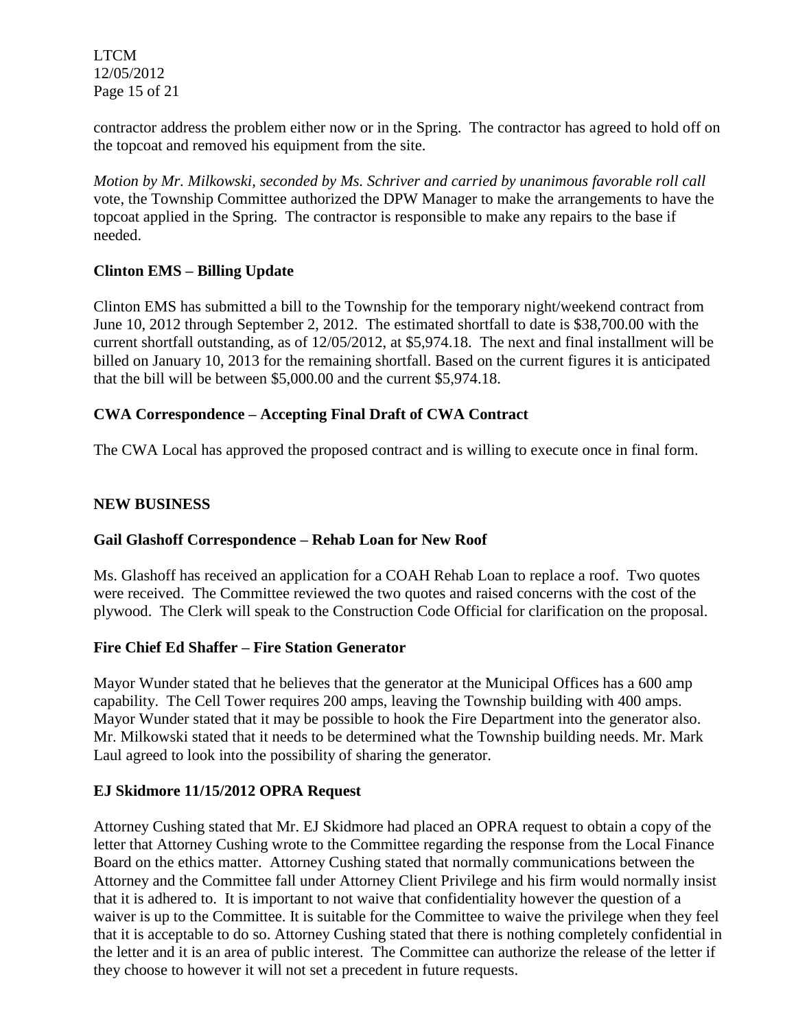contractor address the problem either now or in the Spring. The contractor has agreed to hold off on the topcoat and removed his equipment from the site.

*Motion by Mr. Milkowski, seconded by Ms. Schriver and carried by unanimous favorable roll call* vote, the Township Committee authorized the DPW Manager to make the arrangements to have the topcoat applied in the Spring. The contractor is responsible to make any repairs to the base if needed.

**Clinton EMS – Billing Update**

Clinton EMS has submitted a bill to the Township for the temporary night/weekend contract from June 10, 2012 through September 2, 2012. The estimated shortfall to date is $38,700.00 with the current shortfall outstanding, as of 12/05/2012, at $5,974.18. The next and final installment will be billed on January 10, 2013 for the remaining shortfall. Based on the current figures it is anticipated that the bill will be between $5,000.00 and the current $5,974.18.

**CWA Correspondence – Accepting Final Draft of CWA Contract**

The CWA Local has approved the proposed contract and is willing to execute once in final form.

**NEW BUSINESS**

**Gail Glashoff Correspondence – Rehab Loan for New Roof**

Ms. Glashoff has received an application for a COAH Rehab Loan to replace a roof. Two quotes were received. The Committee reviewed the two quotes and raised concerns with the cost of the plywood. The Clerk will speak to the Construction Code Official for clarification on the proposal.

**Fire Chief Ed Shaffer – Fire Station Generator**

Mayor Wunder stated that he believes that the generator at the Municipal Offices has a 600 amp capability. The Cell Tower requires 200 amps, leaving the Township building with 400 amps. Mayor Wunder stated that it may be possible to hook the Fire Department into the generator also. Mr. Milkowski stated that it needs to be determined what the Township building needs. Mr. Mark Laul agreed to look into the possibility of sharing the generator.

**EJ Skidmore 11/15/2012 OPRA Request**

Attorney Cushing stated that Mr. EJ Skidmore had placed an OPRA request to obtain a copy of the letter that Attorney Cushing wrote to the Committee regarding the response from the Local Finance Board on the ethics matter. Attorney Cushing stated that normally communications between the Attorney and the Committee fall under Attorney Client Privilege and his firm would normally insist that it is adhered to. It is important to not waive that confidentiality however the question of a waiver is up to the Committee. It is suitable for the Committee to waive the privilege when they feel that it is acceptable to do so. Attorney Cushing stated that there is nothing completely confidential in the letter and it is an area of public interest. The Committee can authorize the release of the letter if they choose to however it will not set a precedent in future requests.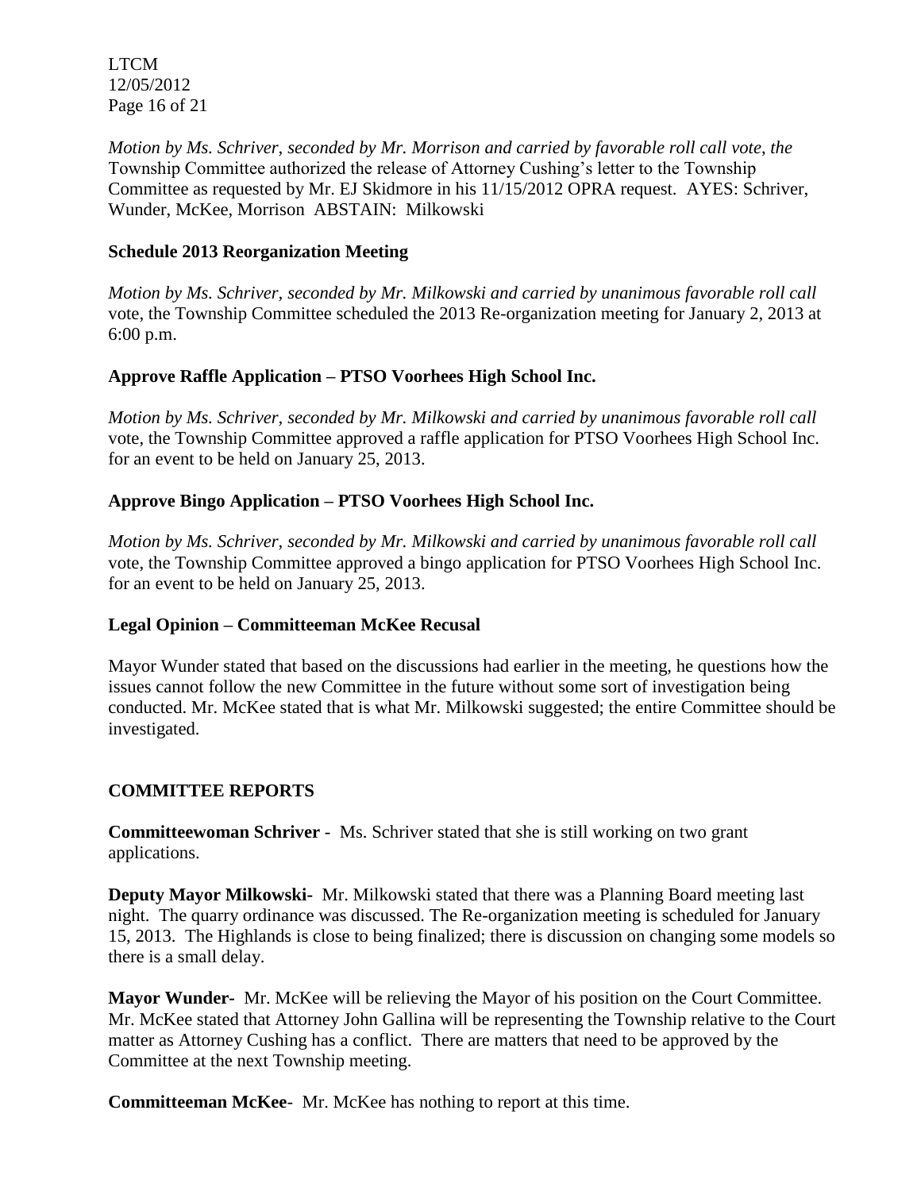*Motion by Ms. Schriver, seconded by Mr. Morrison and carried by favorable roll call vote, the* Township Committee authorized the release of Attorney Cushing's letter to the Township Committee as requested by Mr. EJ Skidmore in his 11/15/2012 OPRA request. AYES: Schriver, Wunder, McKee, Morrison ABSTAIN: Milkowski

**Schedule 2013 Reorganization Meeting**

*Motion by Ms. Schriver, seconded by Mr. Milkowski and carried by unanimous favorable roll call* vote, the Township Committee scheduled the 2013 Re-organization meeting for January 2, 2013 at 6:00 p.m.

**Approve Raffle Application – PTSO Voorhees High School Inc.**

*Motion by Ms. Schriver, seconded by Mr. Milkowski and carried by unanimous favorable roll call* vote, the Township Committee approved a raffle application for PTSO Voorhees High School Inc. for an event to be held on January 25, 2013.

**Approve Bingo Application – PTSO Voorhees High School Inc.**

*Motion by Ms. Schriver, seconded by Mr. Milkowski and carried by unanimous favorable roll call* vote, the Township Committee approved a bingo application for PTSO Voorhees High School Inc. for an event to be held on January 25, 2013.

**Legal Opinion – Committeeman McKee Recusal**

Mayor Wunder stated that based on the discussions had earlier in the meeting, he questions how the issues cannot follow the new Committee in the future without some sort of investigation being conducted. Mr. McKee stated that is what Mr. Milkowski suggested; the entire Committee should be investigated.

**COMMITTEE REPORTS**

**Committeewoman Schriver** - Ms. Schriver stated that she is still working on two grant applications.

**Deputy Mayor Milkowski-** Mr. Milkowski stated that there was a Planning Board meeting last night. The quarry ordinance was discussed. The Re-organization meeting is scheduled for January 15, 2013. The Highlands is close to being finalized; there is discussion on changing some models so there is a small delay.

**Mayor Wunder-** Mr. McKee will be relieving the Mayor of his position on the Court Committee. Mr. McKee stated that Attorney John Gallina will be representing the Township relative to the Court matter as Attorney Cushing has a conflict. There are matters that need to be approved by the Committee at the next Township meeting.

**Committeeman McKee**- Mr. McKee has nothing to report at this time.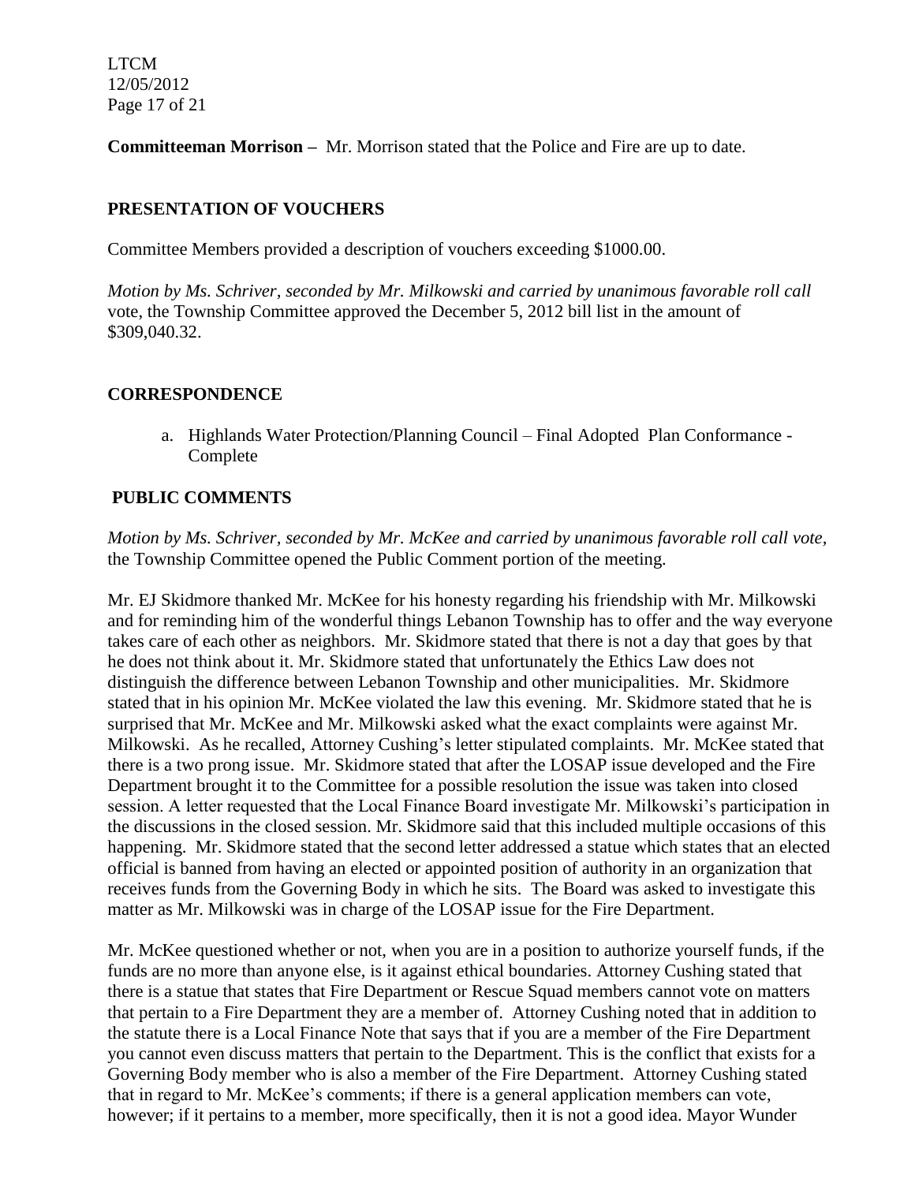**Committeeman Morrison –** Mr. Morrison stated that the Police and Fire are up to date.

## PRESENTATION OF VOUCHERS

Committee Members provided a description of vouchers exceeding $1000.00.

*Motion by Ms. Schriver, seconded by Mr. Milkowski and carried by unanimous favorable roll call* vote, the Township Committee approved the December 5, 2012 bill list in the amount of $309,040.32.

## CORRESPONDENCE

a. Highlands Water Protection/Planning Council – Final Adopted Plan Conformance - Complete

## PUBLIC COMMENTS

*Motion by Ms. Schriver, seconded by Mr. McKee and carried by unanimous favorable roll call vote,* the Township Committee opened the Public Comment portion of the meeting.

Mr. EJ Skidmore thanked Mr. McKee for his honesty regarding his friendship with Mr. Milkowski and for reminding him of the wonderful things Lebanon Township has to offer and the way everyone takes care of each other as neighbors. Mr. Skidmore stated that there is not a day that goes by that he does not think about it. Mr. Skidmore stated that unfortunately the Ethics Law does not distinguish the difference between Lebanon Township and other municipalities. Mr. Skidmore stated that in his opinion Mr. McKee violated the law this evening. Mr. Skidmore stated that he is surprised that Mr. McKee and Mr. Milkowski asked what the exact complaints were against Mr. Milkowski. As he recalled, Attorney Cushing's letter stipulated complaints. Mr. McKee stated that there is a two prong issue. Mr. Skidmore stated that after the LOSAP issue developed and the Fire Department brought it to the Committee for a possible resolution the issue was taken into closed session. A letter requested that the Local Finance Board investigate Mr. Milkowski's participation in the discussions in the closed session. Mr. Skidmore said that this included multiple occasions of this happening. Mr. Skidmore stated that the second letter addressed a statue which states that an elected official is banned from having an elected or appointed position of authority in an organization that receives funds from the Governing Body in which he sits. The Board was asked to investigate this matter as Mr. Milkowski was in charge of the LOSAP issue for the Fire Department.

Mr. McKee questioned whether or not, when you are in a position to authorize yourself funds, if the funds are no more than anyone else, is it against ethical boundaries. Attorney Cushing stated that there is a statue that states that Fire Department or Rescue Squad members cannot vote on matters that pertain to a Fire Department they are a member of. Attorney Cushing noted that in addition to the statute there is a Local Finance Note that says that if you are a member of the Fire Department you cannot even discuss matters that pertain to the Department. This is the conflict that exists for a Governing Body member who is also a member of the Fire Department. Attorney Cushing stated that in regard to Mr. McKee's comments; if there is a general application members can vote, however; if it pertains to a member, more specifically, then it is not a good idea. Mayor Wunder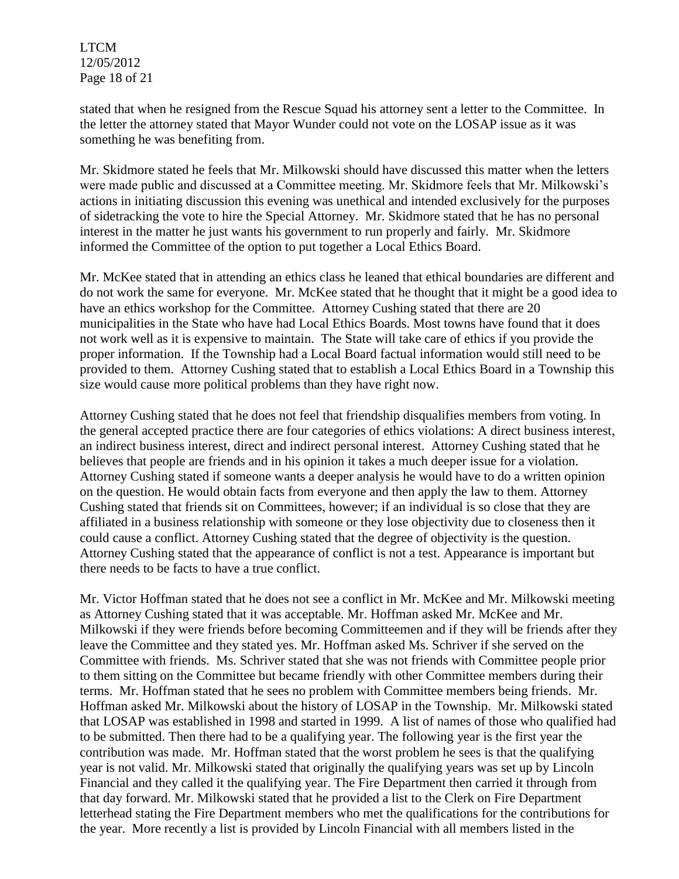stated that when he resigned from the Rescue Squad his attorney sent a letter to the Committee. In the letter the attorney stated that Mayor Wunder could not vote on the LOSAP issue as it was something he was benefiting from.

Mr. Skidmore stated he feels that Mr. Milkowski should have discussed this matter when the letters were made public and discussed at a Committee meeting. Mr. Skidmore feels that Mr. Milkowski's actions in initiating discussion this evening was unethical and intended exclusively for the purposes of sidetracking the vote to hire the Special Attorney. Mr. Skidmore stated that he has no personal interest in the matter he just wants his government to run properly and fairly. Mr. Skidmore informed the Committee of the option to put together a Local Ethics Board.

Mr. McKee stated that in attending an ethics class he leaned that ethical boundaries are different and do not work the same for everyone. Mr. McKee stated that he thought that it might be a good idea to have an ethics workshop for the Committee. Attorney Cushing stated that there are 20 municipalities in the State who have had Local Ethics Boards. Most towns have found that it does not work well as it is expensive to maintain. The State will take care of ethics if you provide the proper information. If the Township had a Local Board factual information would still need to be provided to them. Attorney Cushing stated that to establish a Local Ethics Board in a Township this size would cause more political problems than they have right now.

Attorney Cushing stated that he does not feel that friendship disqualifies members from voting. In the general accepted practice there are four categories of ethics violations: A direct business interest, an indirect business interest, direct and indirect personal interest. Attorney Cushing stated that he believes that people are friends and in his opinion it takes a much deeper issue for a violation. Attorney Cushing stated if someone wants a deeper analysis he would have to do a written opinion on the question. He would obtain facts from everyone and then apply the law to them. Attorney Cushing stated that friends sit on Committees, however; if an individual is so close that they are affiliated in a business relationship with someone or they lose objectivity due to closeness then it could cause a conflict. Attorney Cushing stated that the degree of objectivity is the question. Attorney Cushing stated that the appearance of conflict is not a test. Appearance is important but there needs to be facts to have a true conflict.

Mr. Victor Hoffman stated that he does not see a conflict in Mr. McKee and Mr. Milkowski meeting as Attorney Cushing stated that it was acceptable. Mr. Hoffman asked Mr. McKee and Mr. Milkowski if they were friends before becoming Committeemen and if they will be friends after they leave the Committee and they stated yes. Mr. Hoffman asked Ms. Schriver if she served on the Committee with friends. Ms. Schriver stated that she was not friends with Committee people prior to them sitting on the Committee but became friendly with other Committee members during their terms. Mr. Hoffman stated that he sees no problem with Committee members being friends. Mr. Hoffman asked Mr. Milkowski about the history of LOSAP in the Township. Mr. Milkowski stated that LOSAP was established in 1998 and started in 1999. A list of names of those who qualified had to be submitted. Then there had to be a qualifying year. The following year is the first year the contribution was made. Mr. Hoffman stated that the worst problem he sees is that the qualifying year is not valid. Mr. Milkowski stated that originally the qualifying years was set up by Lincoln Financial and they called it the qualifying year. The Fire Department then carried it through from that day forward. Mr. Milkowski stated that he provided a list to the Clerk on Fire Department letterhead stating the Fire Department members who met the qualifications for the contributions for the year. More recently a list is provided by Lincoln Financial with all members listed in the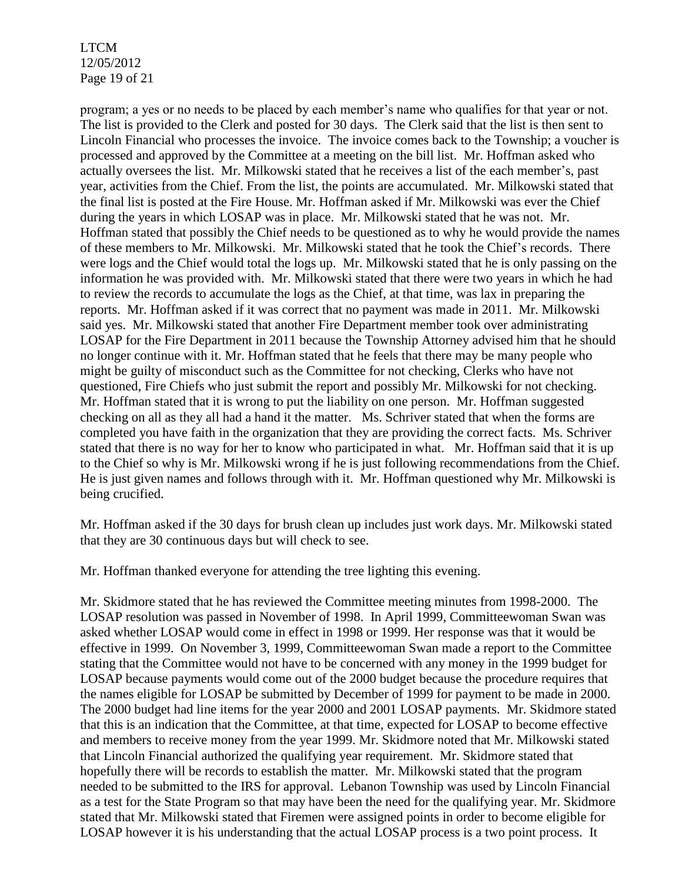program; a yes or no needs to be placed by each member's name who qualifies for that year or not. The list is provided to the Clerk and posted for 30 days. The Clerk said that the list is then sent to Lincoln Financial who processes the invoice. The invoice comes back to the Township; a voucher is processed and approved by the Committee at a meeting on the bill list. Mr. Hoffman asked who actually oversees the list. Mr. Milkowski stated that he receives a list of the each member's, past year, activities from the Chief. From the list, the points are accumulated. Mr. Milkowski stated that the final list is posted at the Fire House. Mr. Hoffman asked if Mr. Milkowski was ever the Chief during the years in which LOSAP was in place. Mr. Milkowski stated that he was not. Mr. Hoffman stated that possibly the Chief needs to be questioned as to why he would provide the names of these members to Mr. Milkowski. Mr. Milkowski stated that he took the Chief's records. There were logs and the Chief would total the logs up. Mr. Milkowski stated that he is only passing on the information he was provided with. Mr. Milkowski stated that there were two years in which he had to review the records to accumulate the logs as the Chief, at that time, was lax in preparing the reports. Mr. Hoffman asked if it was correct that no payment was made in 2011. Mr. Milkowski said yes. Mr. Milkowski stated that another Fire Department member took over administrating LOSAP for the Fire Department in 2011 because the Township Attorney advised him that he should no longer continue with it. Mr. Hoffman stated that he feels that there may be many people who might be guilty of misconduct such as the Committee for not checking, Clerks who have not questioned, Fire Chiefs who just submit the report and possibly Mr. Milkowski for not checking. Mr. Hoffman stated that it is wrong to put the liability on one person. Mr. Hoffman suggested checking on all as they all had a hand it the matter. Ms. Schriver stated that when the forms are completed you have faith in the organization that they are providing the correct facts. Ms. Schriver stated that there is no way for her to know who participated in what. Mr. Hoffman said that it is up to the Chief so why is Mr. Milkowski wrong if he is just following recommendations from the Chief. He is just given names and follows through with it. Mr. Hoffman questioned why Mr. Milkowski is being crucified.

Mr. Hoffman asked if the 30 days for brush clean up includes just work days. Mr. Milkowski stated that they are 30 continuous days but will check to see.

Mr. Hoffman thanked everyone for attending the tree lighting this evening.

Mr. Skidmore stated that he has reviewed the Committee meeting minutes from 1998-2000. The LOSAP resolution was passed in November of 1998. In April 1999, Committeewoman Swan was asked whether LOSAP would come in effect in 1998 or 1999. Her response was that it would be effective in 1999. On November 3, 1999, Committeewoman Swan made a report to the Committee stating that the Committee would not have to be concerned with any money in the 1999 budget for LOSAP because payments would come out of the 2000 budget because the procedure requires that the names eligible for LOSAP be submitted by December of 1999 for payment to be made in 2000. The 2000 budget had line items for the year 2000 and 2001 LOSAP payments. Mr. Skidmore stated that this is an indication that the Committee, at that time, expected for LOSAP to become effective and members to receive money from the year 1999. Mr. Skidmore noted that Mr. Milkowski stated that Lincoln Financial authorized the qualifying year requirement. Mr. Skidmore stated that hopefully there will be records to establish the matter. Mr. Milkowski stated that the program needed to be submitted to the IRS for approval. Lebanon Township was used by Lincoln Financial as a test for the State Program so that may have been the need for the qualifying year. Mr. Skidmore stated that Mr. Milkowski stated that Firemen were assigned points in order to become eligible for LOSAP however it is his understanding that the actual LOSAP process is a two point process. It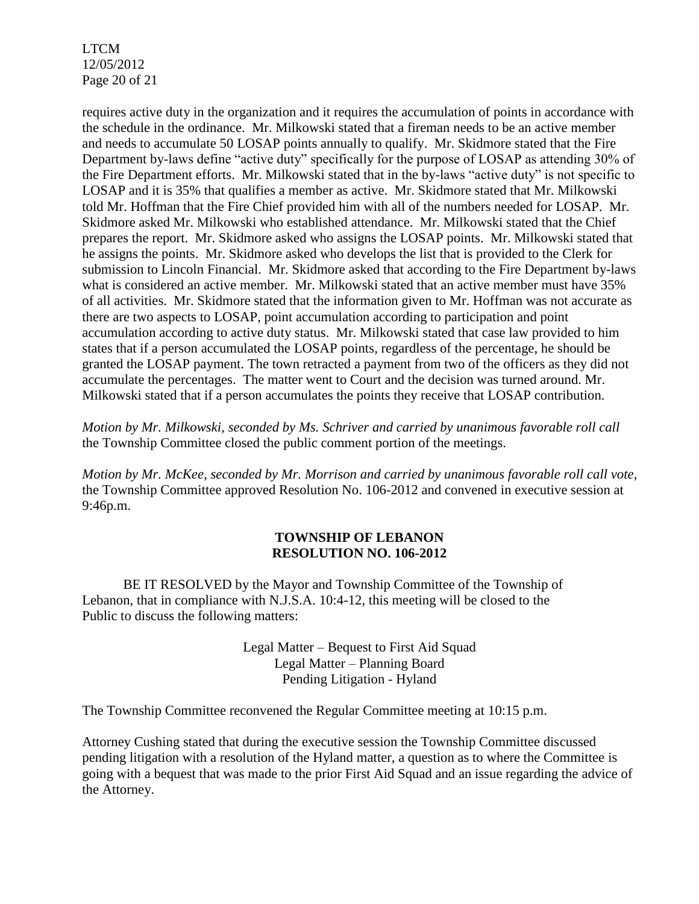requires active duty in the organization and it requires the accumulation of points in accordance with the schedule in the ordinance. Mr. Milkowski stated that a fireman needs to be an active member and needs to accumulate 50 LOSAP points annually to qualify. Mr. Skidmore stated that the Fire Department by-laws define "active duty" specifically for the purpose of LOSAP as attending 30% of the Fire Department efforts. Mr. Milkowski stated that in the by-laws "active duty" is not specific to LOSAP and it is 35% that qualifies a member as active. Mr. Skidmore stated that Mr. Milkowski told Mr. Hoffman that the Fire Chief provided him with all of the numbers needed for LOSAP. Mr. Skidmore asked Mr. Milkowski who established attendance. Mr. Milkowski stated that the Chief prepares the report. Mr. Skidmore asked who assigns the LOSAP points. Mr. Milkowski stated that he assigns the points. Mr. Skidmore asked who develops the list that is provided to the Clerk for submission to Lincoln Financial. Mr. Skidmore asked that according to the Fire Department by-laws what is considered an active member. Mr. Milkowski stated that an active member must have 35% of all activities. Mr. Skidmore stated that the information given to Mr. Hoffman was not accurate as there are two aspects to LOSAP, point accumulation according to participation and point accumulation according to active duty status. Mr. Milkowski stated that case law provided to him states that if a person accumulated the LOSAP points, regardless of the percentage, he should be granted the LOSAP payment. The town retracted a payment from two of the officers as they did not accumulate the percentages. The matter went to Court and the decision was turned around. Mr. Milkowski stated that if a person accumulates the points they receive that LOSAP contribution.

*Motion by Mr. Milkowski, seconded by Ms. Schriver and carried by unanimous favorable roll call* the Township Committee closed the public comment portion of the meetings.

*Motion by Mr. McKee, seconded by Mr. Morrison and carried by unanimous favorable roll call vote*, the Township Committee approved Resolution No. 106-2012 and convened in executive session at 9:46p.m.

**TOWNSHIP OF LEBANON**
**RESOLUTION NO. 106-2012**

BE IT RESOLVED by the Mayor and Township Committee of the Township of Lebanon, that in compliance with N.J.S.A. 10:4-12, this meeting will be closed to the Public to discuss the following matters:

Legal Matter – Bequest to First Aid Squad
Legal Matter – Planning Board
Pending Litigation - Hyland

The Township Committee reconvened the Regular Committee meeting at 10:15 p.m.

Attorney Cushing stated that during the executive session the Township Committee discussed pending litigation with a resolution of the Hyland matter, a question as to where the Committee is going with a bequest that was made to the prior First Aid Squad and an issue regarding the advice of the Attorney.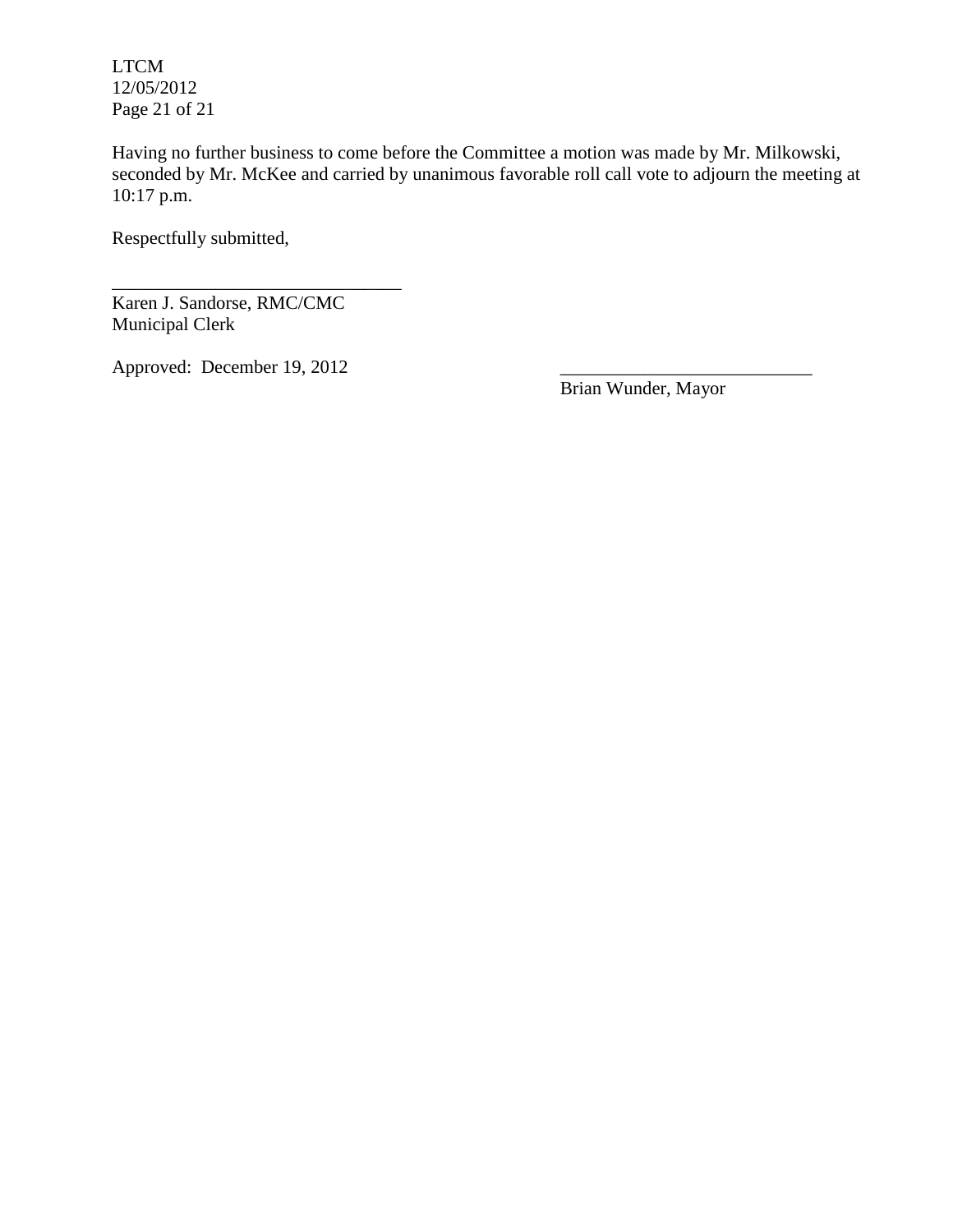Having no further business to come before the Committee a motion was made by Mr. Milkowski, seconded by Mr. McKee and carried by unanimous favorable roll call vote to adjourn the meeting at 10:17 p.m.

Respectfully submitted,

_______________________________
Karen J. Sandorse, RMC/CMC
Municipal Clerk

Approved: December 19, 2012

___________________________
Brian Wunder, Mayor